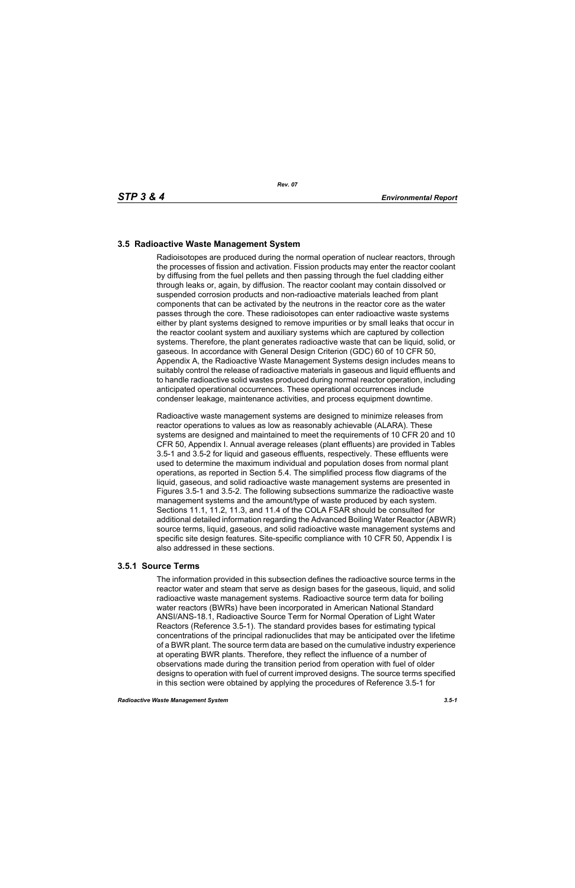## 3.5 Radioactive Waste Management System

Radioisotopes are produced during the normal operation of nuclear reactors, through the processes of fission and activation. Fission products may enter the reactor coolant by diffusing from the fuel pellets and then passing through the fuel cladding either through leaks or, again, by diffusion. The reactor coolant may contain dissolved or suspended corrosion products and non-radioactive materials leached from plant components that can be activated by the neutrons in the reactor core as the water passes through the core. These radioisotopes can enter radioactive waste systems either by plant systems designed to remove impurities or by small leaks that occur in the reactor coolant system and auxiliary systems which are captured by collection systems. Therefore, the plant generates radioactive waste that can be liquid, solid, or gaseous. In accordance with General Design Criterion (GDC) 60 of 10 CFR 50, Appendix A, the Radioactive Waste Management Systems design includes means to suitably control the release of radioactive materials in gaseous and liquid effluents and to handle radioactive solid wastes produced during normal reactor operation, including anticipated operational occurrences. These operational occurrences include condenser leakage, maintenance activities, and process equipment downtime.

Radioactive waste management systems are designed to minimize releases from reactor operations to values as low as reasonably achievable (ALARA). These systems are designed and maintained to meet the requirements of 10 CFR 20 and 10 CFR 50, Appendix I. Annual average releases (plant effluents) are provided in Tables 3.5-1 and 3.5-2 for liquid and gaseous effluents, respectively. These effluents were used to determine the maximum individual and population doses from normal plant operations, as reported in Section 5.4. The simplified process flow diagrams of the liquid, gaseous, and solid radioactive waste management systems are presented in Figures 3.5-1 and 3.5-2. The following subsections summarize the radioactive waste management systems and the amount/type of waste produced by each system. Sections 11.1, 11.2, 11.3, and 11.4 of the COLA FSAR should be consulted for additional detailed information regarding the Advanced Boiling Water Reactor (ABWR) source terms, liquid, gaseous, and solid radioactive waste management systems and specific site design features. Site-specific compliance with 10 CFR 50, Appendix I is also addressed in these sections.

### 3.5.1 Source Terms

The information provided in this subsection defines the radioactive source terms in the reactor water and steam that serve as design bases for the gaseous, liquid, and solid radioactive waste management systems. Radioactive source term data for boiling water reactors (BWRs) have been incorporated in American National Standard ANSI/ANS-18.1, Radioactive Source Term for Normal Operation of Light Water Reactors (Reference 3.5-1). The standard provides bases for estimating typical concentrations of the principal radionuclides that may be anticipated over the lifetime of a BWR plant. The source term data are based on the cumulative industry experience at operating BWR plants. Therefore, they reflect the influence of a number of observations made during the transition period from operation with fuel of older designs to operation with fuel of current improved designs. The source terms specified in this section were obtained by applying the procedures of Reference 3.5-1 for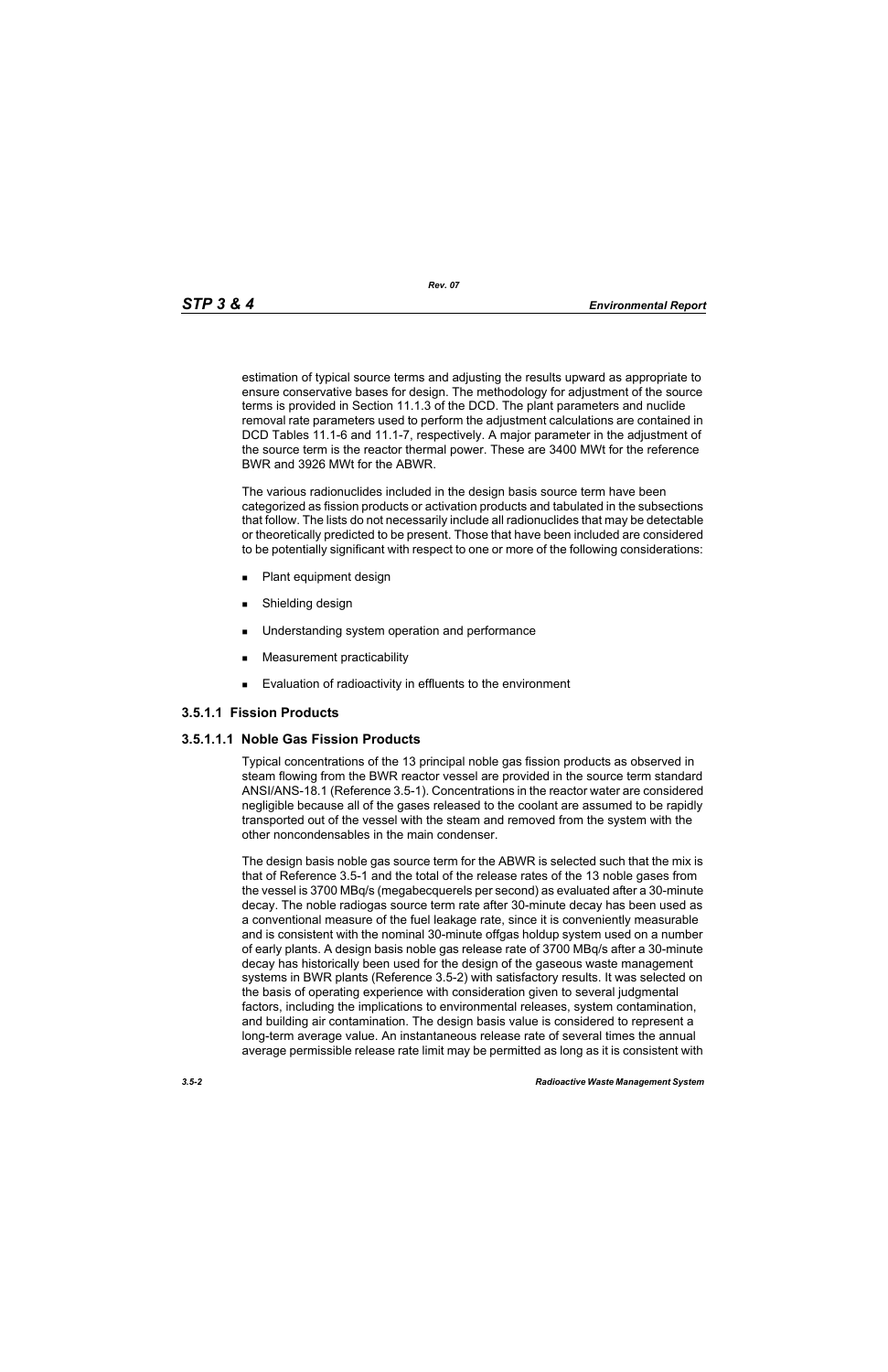estimation of typical source terms and adjusting the results upward as appropriate to ensure conservative bases for design. The methodology for adjustment of the source terms is provided in Section 11.1.3 of the DCD. The plant parameters and nuclide removal rate parameters used to perform the adjustment calculations are contained in DCD Tables 11.1-6 and 11.1-7, respectively. A major parameter in the adjustment of the source term is the reactor thermal power. These are 3400 MWt for the reference BWR and 3926 MWt for the ABWR.

The various radionuclides included in the design basis source term have been categorized as fission products or activation products and tabulated in the subsections that follow. The lists do not necessarily include all radionuclides that may be detectable or theoretically predicted to be present. Those that have been included are considered to be potentially significant with respect to one or more of the following considerations:

- Plant equipment design
- Shielding design
- Understanding system operation and performance
- Measurement practicability
- Evaluation of radioactivity in effluents to the environment

### 3.5.1.1 Fission Products

#### 3.5.1.1.1 Noble Gas Fission Products

Typical concentrations of the 13 principal noble gas fission products as observed in steam flowing from the BWR reactor vessel are provided in the source term standard ANSI/ANS-18.1 (Reference 3.5-1). Concentrations in the reactor water are considered negligible because all of the gases released to the coolant are assumed to be rapidly transported out of the vessel with the steam and removed from the system with the other noncondensables in the main condenser.

The design basis noble gas source term for the ABWR is selected such that the mix is that of Reference 3.5-1 and the total of the release rates of the 13 noble gases from the vessel is 3700 MBq/s (megabecquerels per second) as evaluated after a 30-minute decay. The noble radiogas source term rate after 30-minute decay has been used as a conventional measure of the fuel leakage rate, since it is conveniently measurable and is consistent with the nominal 30-minute offgas holdup system used on a number of early plants. A design basis noble gas release rate of 3700 MBq/s after a 30-minute decay has historically been used for the design of the gaseous waste management systems in BWR plants (Reference 3.5-2) with satisfactory results. It was selected on the basis of operating experience with consideration given to several judgmental factors, including the implications to environmental releases, system contamination, and building air contamination. The design basis value is considered to represent a long-term average value. An instantaneous release rate of several times the annual average permissible release rate limit may be permitted as long as it is consistent with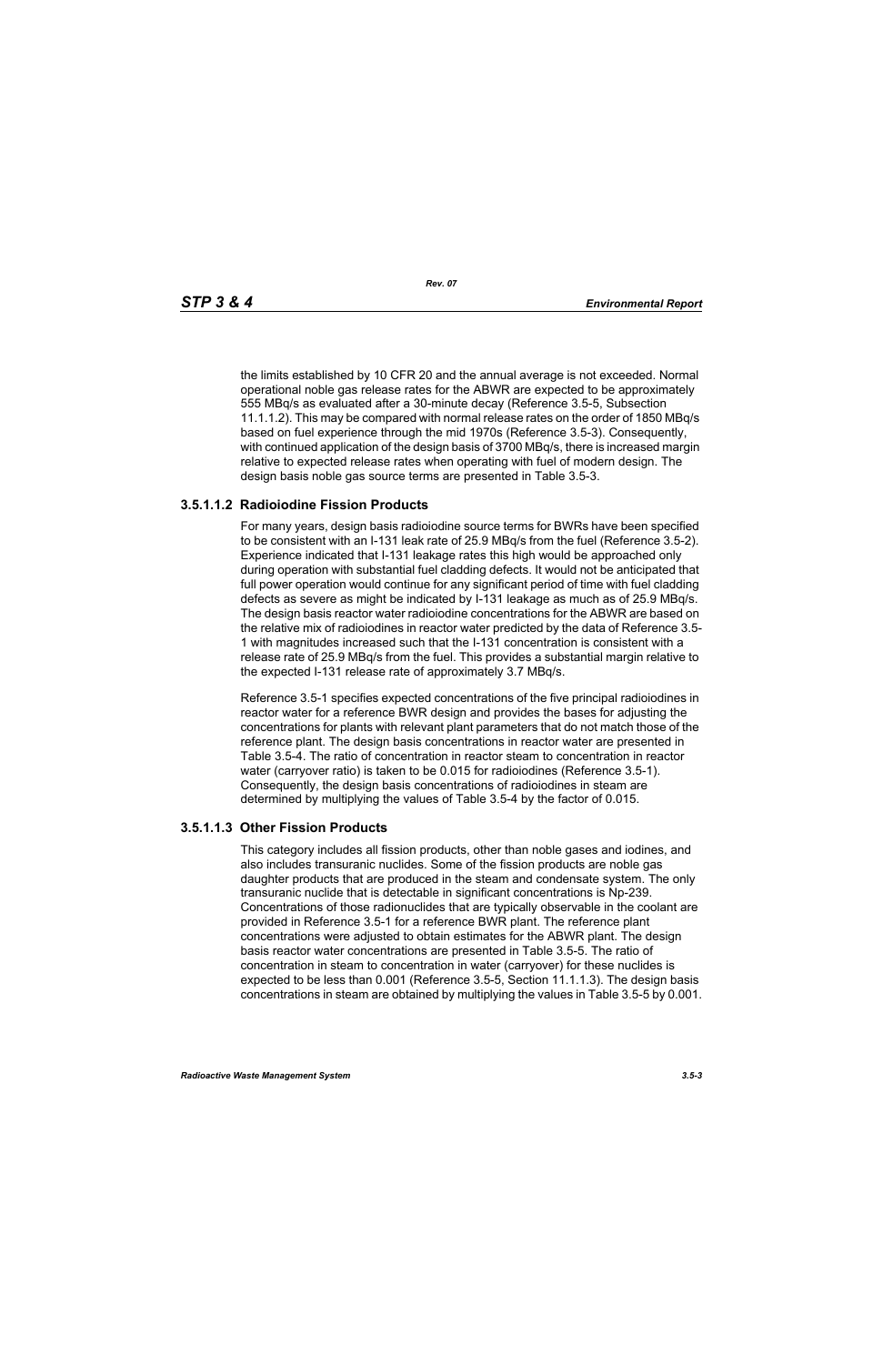the limits established by 10 CFR 20 and the annual average is not exceeded. Normal operational noble gas release rates for the ABWR are expected to be approximately 555 MBq/s as evaluated after a 30-minute decay (Reference 3.5-5, Subsection 11.1.1.2). This may be compared with normal release rates on the order of 1850 MBq/s based on fuel experience through the mid 1970s (Reference 3.5-3). Consequently, with continued application of the design basis of 3700 MBq/s, there is increased margin relative to expected release rates when operating with fuel of modern design. The design basis noble gas source terms are presented in Table 3.5-3.

### 3.5.1.1.2 Radioiodine Fission Products

For many years, design basis radioiodine source terms for BWRs have been specified to be consistent with an I-131 leak rate of 25.9 MBq/s from the fuel (Reference 3.5-2). Experience indicated that I-131 leakage rates this high would be approached only during operation with substantial fuel cladding defects. It would not be anticipated that full power operation would continue for any significant period of time with fuel cladding defects as severe as might be indicated by I-131 leakage as much as of 25.9 MBq/s. The design basis reactor water radioiodine concentrations for the ABWR are based on the relative mix of radioiodines in reactor water predicted by the data of Reference 3.5-1 with magnitudes increased such that the I-131 concentration is consistent with a release rate of 25.9 MBq/s from the fuel. This provides a substantial margin relative to the expected I-131 release rate of approximately 3.7 MBq/s.

Reference 3.5-1 specifies expected concentrations of the five principal radioiodines in reactor water for a reference BWR design and provides the bases for adjusting the concentrations for plants with relevant plant parameters that do not match those of the reference plant. The design basis concentrations in reactor water are presented in Table 3.5-4. The ratio of concentration in reactor steam to concentration in reactor water (carryover ratio) is taken to be 0.015 for radioiodines (Reference 3.5-1). Consequently, the design basis concentrations of radioiodines in steam are determined by multiplying the values of Table 3.5-4 by the factor of 0.015.

### 3.5.1.1.3 Other Fission Products

This category includes all fission products, other than noble gases and iodines, and also includes transuranic nuclides. Some of the fission products are noble gas daughter products that are produced in the steam and condensate system. The only transuranic nuclide that is detectable in significant concentrations is Np-239. Concentrations of those radionuclides that are typically observable in the coolant are provided in Reference 3.5-1 for a reference BWR plant. The reference plant concentrations were adjusted to obtain estimates for the ABWR plant. The design basis reactor water concentrations are presented in Table 3.5-5. The ratio of concentration in steam to concentration in water (carryover) for these nuclides is expected to be less than 0.001 (Reference 3.5-5, Section 11.1.1.3). The design basis concentrations in steam are obtained by multiplying the values in Table 3.5-5 by 0.001.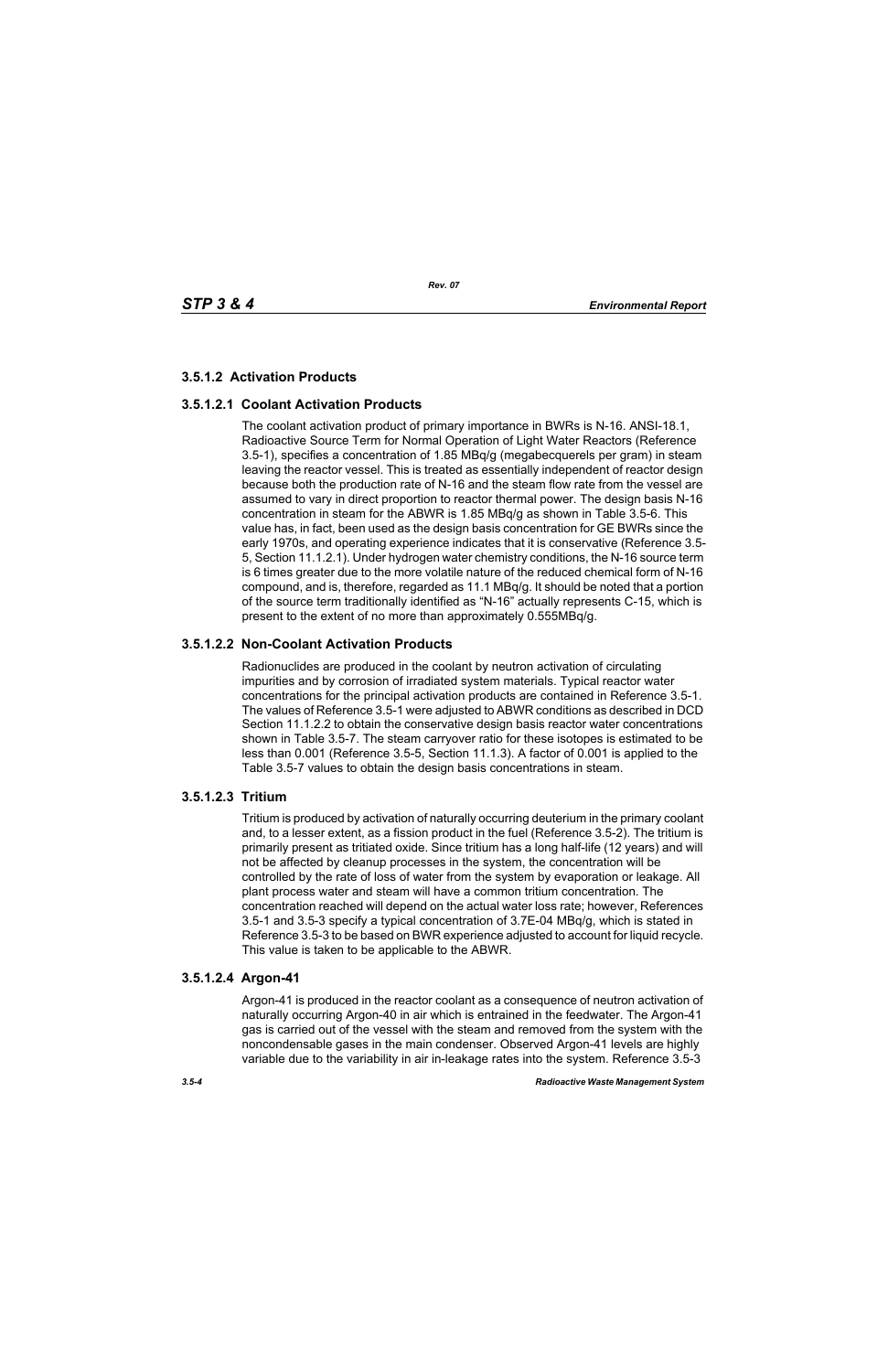### 3.5.1.2 Activation Products

#### 3.5.1.2.1 Coolant Activation Products

The coolant activation product of primary importance in BWRs is N-16. ANSI-18.1, Radioactive Source Term for Normal Operation of Light Water Reactors (Reference 3.5-1), specifies a concentration of 1.85 MBq/g (megabecquerels per gram) in steam leaving the reactor vessel. This is treated as essentially independent of reactor design because both the production rate of N-16 and the steam flow rate from the vessel are assumed to vary in direct proportion to reactor thermal power. The design basis N-16 concentration in steam for the ABWR is 1.85 MBq/g as shown in Table 3.5-6. This value has, in fact, been used as the design basis concentration for GE BWRs since the early 1970s, and operating experience indicates that it is conservative (Reference 3.5-5, Section 11.1.2.1). Under hydrogen water chemistry conditions, the N-16 source term is 6 times greater due to the more volatile nature of the reduced chemical form of N-16 compound, and is, therefore, regarded as 11.1 MBq/g. It should be noted that a portion of the source term traditionally identified as "N-16" actually represents C-15, which is present to the extent of no more than approximately 0.555MBq/g.

#### 3.5.1.2.2 Non-Coolant Activation Products

Radionuclides are produced in the coolant by neutron activation of circulating impurities and by corrosion of irradiated system materials. Typical reactor water concentrations for the principal activation products are contained in Reference 3.5-1. The values of Reference 3.5-1 were adjusted to ABWR conditions as described in DCD Section 11.1.2.2 to obtain the conservative design basis reactor water concentrations shown in Table 3.5-7. The steam carryover ratio for these isotopes is estimated to be less than 0.001 (Reference 3.5-5, Section 11.1.3). A factor of 0.001 is applied to the Table 3.5-7 values to obtain the design basis concentrations in steam.

#### 3.5.1.2.3 Tritium

Tritium is produced by activation of naturally occurring deuterium in the primary coolant and, to a lesser extent, as a fission product in the fuel (Reference 3.5-2). The tritium is primarily present as tritiated oxide. Since tritium has a long half-life (12 years) and will not be affected by cleanup processes in the system, the concentration will be controlled by the rate of loss of water from the system by evaporation or leakage. All plant process water and steam will have a common tritium concentration. The concentration reached will depend on the actual water loss rate; however, References 3.5-1 and 3.5-3 specify a typical concentration of 3.7E-04 MBq/g, which is stated in Reference 3.5-3 to be based on BWR experience adjusted to account for liquid recycle. This value is taken to be applicable to the ABWR.

#### 3.5.1.2.4 Argon-41

Argon-41 is produced in the reactor coolant as a consequence of neutron activation of naturally occurring Argon-40 in air which is entrained in the feedwater. The Argon-41 gas is carried out of the vessel with the steam and removed from the system with the noncondensable gases in the main condenser. Observed Argon-41 levels are highly variable due to the variability in air in-leakage rates into the system. Reference 3.5-3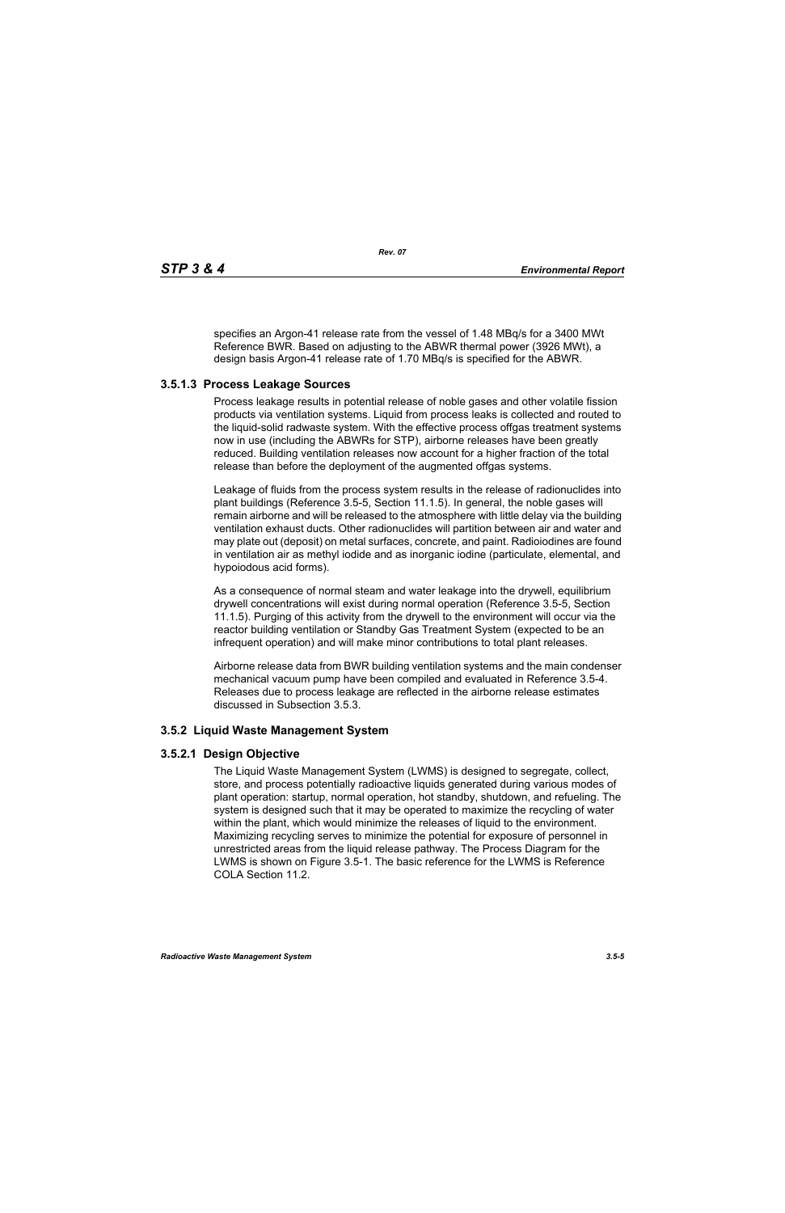specifies an Argon-41 release rate from the vessel of 1.48 MBq/s for a 3400 MWt Reference BWR. Based on adjusting to the ABWR thermal power (3926 MWt), a design basis Argon-41 release rate of 1.70 MBq/s is specified for the ABWR.

### 3.5.1.3 Process Leakage Sources

Process leakage results in potential release of noble gases and other volatile fission products via ventilation systems. Liquid from process leaks is collected and routed to the liquid-solid radwaste system. With the effective process offgas treatment systems now in use (including the ABWRs for STP), airborne releases have been greatly reduced. Building ventilation releases now account for a higher fraction of the total release than before the deployment of the augmented offgas systems.

Leakage of fluids from the process system results in the release of radionuclides into plant buildings (Reference 3.5-5, Section 11.1.5). In general, the noble gases will remain airborne and will be released to the atmosphere with little delay via the building ventilation exhaust ducts. Other radionuclides will partition between air and water and may plate out (deposit) on metal surfaces, concrete, and paint. Radioiodines are found in ventilation air as methyl iodide and as inorganic iodine (particulate, elemental, and hypoiodous acid forms).

As a consequence of normal steam and water leakage into the drywell, equilibrium drywell concentrations will exist during normal operation (Reference 3.5-5, Section 11.1.5). Purging of this activity from the drywell to the environment will occur via the reactor building ventilation or Standby Gas Treatment System (expected to be an infrequent operation) and will make minor contributions to total plant releases.

Airborne release data from BWR building ventilation systems and the main condenser mechanical vacuum pump have been compiled and evaluated in Reference 3.5-4. Releases due to process leakage are reflected in the airborne release estimates discussed in Subsection 3.5.3.

## 3.5.2 Liquid Waste Management System

### 3.5.2.1 Design Objective

The Liquid Waste Management System (LWMS) is designed to segregate, collect, store, and process potentially radioactive liquids generated during various modes of plant operation: startup, normal operation, hot standby, shutdown, and refueling. The system is designed such that it may be operated to maximize the recycling of water within the plant, which would minimize the releases of liquid to the environment. Maximizing recycling serves to minimize the potential for exposure of personnel in unrestricted areas from the liquid release pathway. The Process Diagram for the LWMS is shown on Figure 3.5-1. The basic reference for the LWMS is Reference COLA Section 11.2.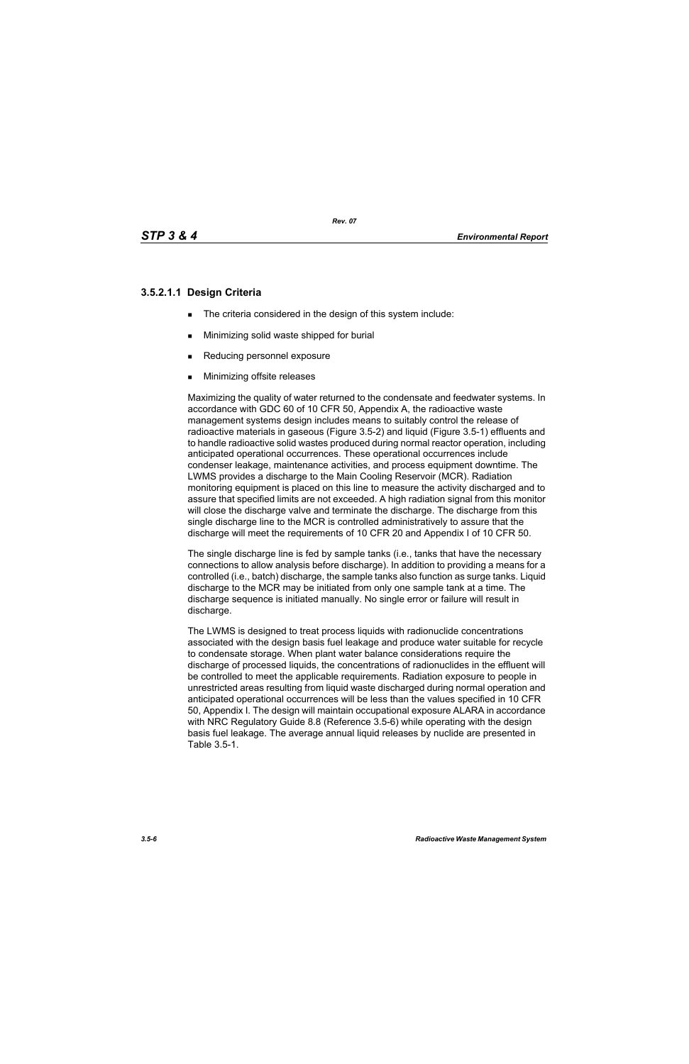#### 3.5.2.1.1 Design Criteria

- The criteria considered in the design of this system include:
- Minimizing solid waste shipped for burial
- Reducing personnel exposure
- Minimizing offsite releases

Maximizing the quality of water returned to the condensate and feedwater systems. In accordance with GDC 60 of 10 CFR 50, Appendix A, the radioactive waste management systems design includes means to suitably control the release of radioactive materials in gaseous (Figure 3.5-2) and liquid (Figure 3.5-1) effluents and to handle radioactive solid wastes produced during normal reactor operation, including anticipated operational occurrences. These operational occurrences include condenser leakage, maintenance activities, and process equipment downtime. The LWMS provides a discharge to the Main Cooling Reservoir (MCR). Radiation monitoring equipment is placed on this line to measure the activity discharged and to assure that specified limits are not exceeded. A high radiation signal from this monitor will close the discharge valve and terminate the discharge. The discharge from this single discharge line to the MCR is controlled administratively to assure that the discharge will meet the requirements of 10 CFR 20 and Appendix I of 10 CFR 50.

The single discharge line is fed by sample tanks (i.e., tanks that have the necessary connections to allow analysis before discharge). In addition to providing a means for a controlled (i.e., batch) discharge, the sample tanks also function as surge tanks. Liquid discharge to the MCR may be initiated from only one sample tank at a time. The discharge sequence is initiated manually. No single error or failure will result in discharge.

The LWMS is designed to treat process liquids with radionuclide concentrations associated with the design basis fuel leakage and produce water suitable for recycle to condensate storage. When plant water balance considerations require the discharge of processed liquids, the concentrations of radionuclides in the effluent will be controlled to meet the applicable requirements. Radiation exposure to people in unrestricted areas resulting from liquid waste discharged during normal operation and anticipated operational occurrences will be less than the values specified in 10 CFR 50, Appendix I. The design will maintain occupational exposure ALARA in accordance with NRC Regulatory Guide 8.8 (Reference 3.5-6) while operating with the design basis fuel leakage. The average annual liquid releases by nuclide are presented in Table 3.5-1.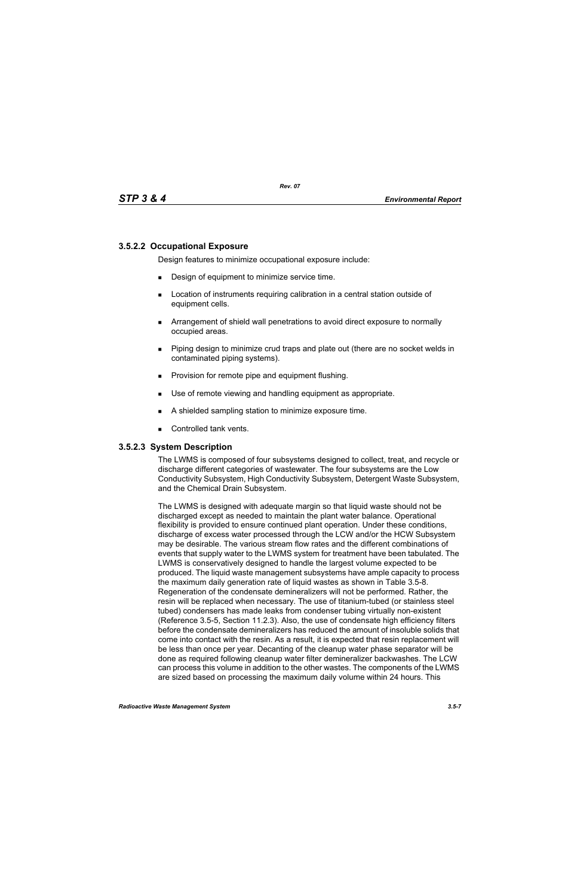### 3.5.2.2 Occupational Exposure

Design features to minimize occupational exposure include:

- Design of equipment to minimize service time.
- Location of instruments requiring calibration in a central station outside of equipment cells.
- Arrangement of shield wall penetrations to avoid direct exposure to normally occupied areas.
- Piping design to minimize crud traps and plate out (there are no socket welds in contaminated piping systems).
- Provision for remote pipe and equipment flushing.
- Use of remote viewing and handling equipment as appropriate.
- A shielded sampling station to minimize exposure time.
- Controlled tank vents.

### 3.5.2.3 System Description

The LWMS is composed of four subsystems designed to collect, treat, and recycle or discharge different categories of wastewater. The four subsystems are the Low Conductivity Subsystem, High Conductivity Subsystem, Detergent Waste Subsystem, and the Chemical Drain Subsystem.

The LWMS is designed with adequate margin so that liquid waste should not be discharged except as needed to maintain the plant water balance. Operational flexibility is provided to ensure continued plant operation. Under these conditions, discharge of excess water processed through the LCW and/or the HCW Subsystem may be desirable. The various stream flow rates and the different combinations of events that supply water to the LWMS system for treatment have been tabulated. The LWMS is conservatively designed to handle the largest volume expected to be produced. The liquid waste management subsystems have ample capacity to process the maximum daily generation rate of liquid wastes as shown in Table 3.5-8. Regeneration of the condensate demineralizers will not be performed. Rather, the resin will be replaced when necessary. The use of titanium-tubed (or stainless steel tubed) condensers has made leaks from condenser tubing virtually non-existent (Reference 3.5-5, Section 11.2.3). Also, the use of condensate high efficiency filters before the condensate demineralizers has reduced the amount of insoluble solids that come into contact with the resin. As a result, it is expected that resin replacement will be less than once per year. Decanting of the cleanup water phase separator will be done as required following cleanup water filter demineralizer backwashes. The LCW can process this volume in addition to the other wastes. The components of the LWMS are sized based on processing the maximum daily volume within 24 hours. This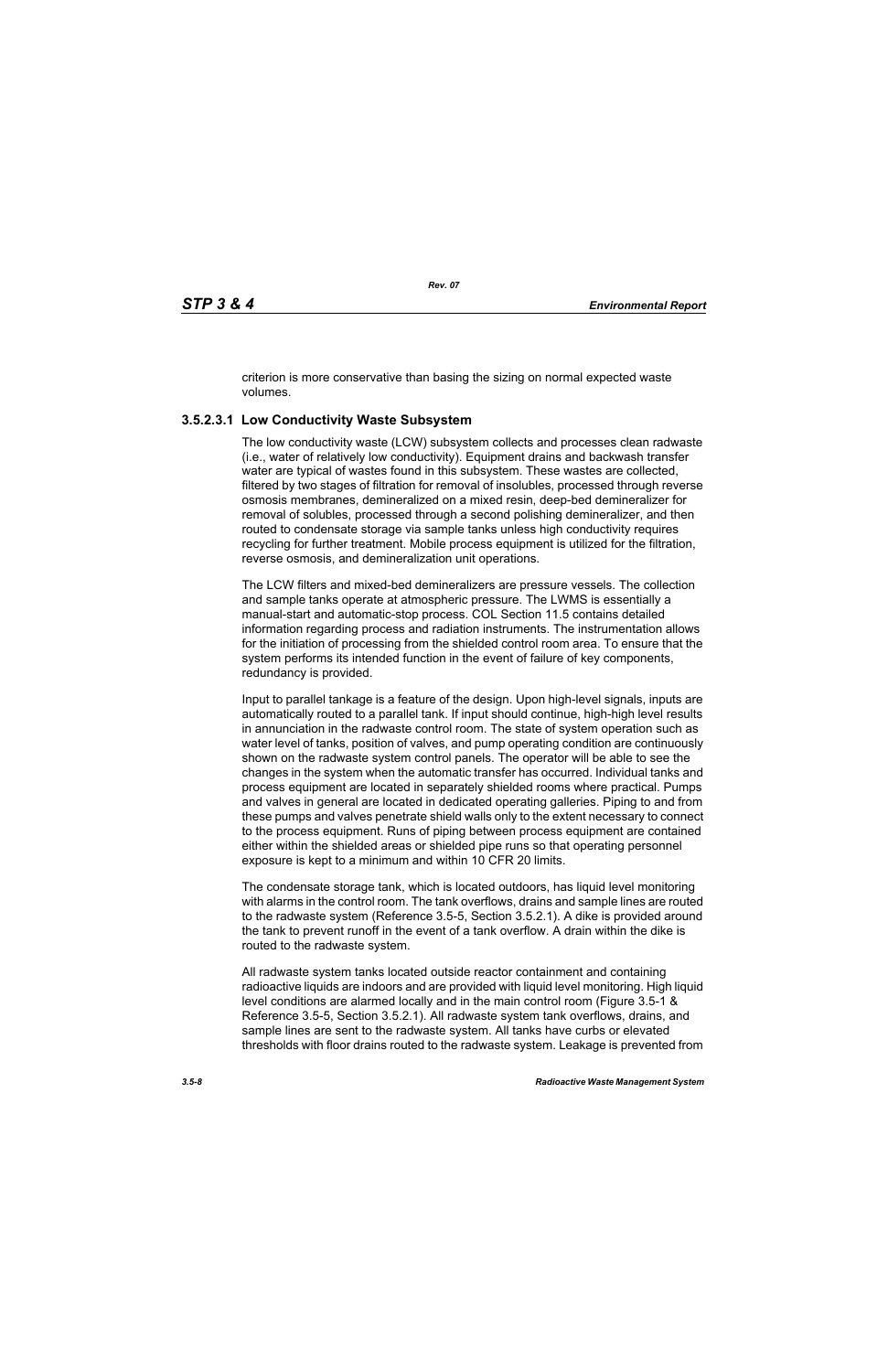criterion is more conservative than basing the sizing on normal expected waste volumes.

### 3.5.2.3.1 Low Conductivity Waste Subsystem

The low conductivity waste (LCW) subsystem collects and processes clean radwaste (i.e., water of relatively low conductivity). Equipment drains and backwash transfer water are typical of wastes found in this subsystem. These wastes are collected, filtered by two stages of filtration for removal of insolubles, processed through reverse osmosis membranes, demineralized on a mixed resin, deep-bed demineralizer for removal of solubles, processed through a second polishing demineralizer, and then routed to condensate storage via sample tanks unless high conductivity requires recycling for further treatment. Mobile process equipment is utilized for the filtration, reverse osmosis, and demineralization unit operations.

The LCW filters and mixed-bed demineralizers are pressure vessels. The collection and sample tanks operate at atmospheric pressure. The LWMS is essentially a manual-start and automatic-stop process. COL Section 11.5 contains detailed information regarding process and radiation instruments. The instrumentation allows for the initiation of processing from the shielded control room area. To ensure that the system performs its intended function in the event of failure of key components, redundancy is provided.

Input to parallel tankage is a feature of the design. Upon high-level signals, inputs are automatically routed to a parallel tank. If input should continue, high-high level results in annunciation in the radwaste control room. The state of system operation such as water level of tanks, position of valves, and pump operating condition are continuously shown on the radwaste system control panels. The operator will be able to see the changes in the system when the automatic transfer has occurred. Individual tanks and process equipment are located in separately shielded rooms where practical. Pumps and valves in general are located in dedicated operating galleries. Piping to and from these pumps and valves penetrate shield walls only to the extent necessary to connect to the process equipment. Runs of piping between process equipment are contained either within the shielded areas or shielded pipe runs so that operating personnel exposure is kept to a minimum and within 10 CFR 20 limits.

The condensate storage tank, which is located outdoors, has liquid level monitoring with alarms in the control room. The tank overflows, drains and sample lines are routed to the radwaste system (Reference 3.5-5, Section 3.5.2.1). A dike is provided around the tank to prevent runoff in the event of a tank overflow. A drain within the dike is routed to the radwaste system.

All radwaste system tanks located outside reactor containment and containing radioactive liquids are indoors and are provided with liquid level monitoring. High liquid level conditions are alarmed locally and in the main control room (Figure 3.5-1 & Reference 3.5-5, Section 3.5.2.1). All radwaste system tank overflows, drains, and sample lines are sent to the radwaste system. All tanks have curbs or elevated thresholds with floor drains routed to the radwaste system. Leakage is prevented from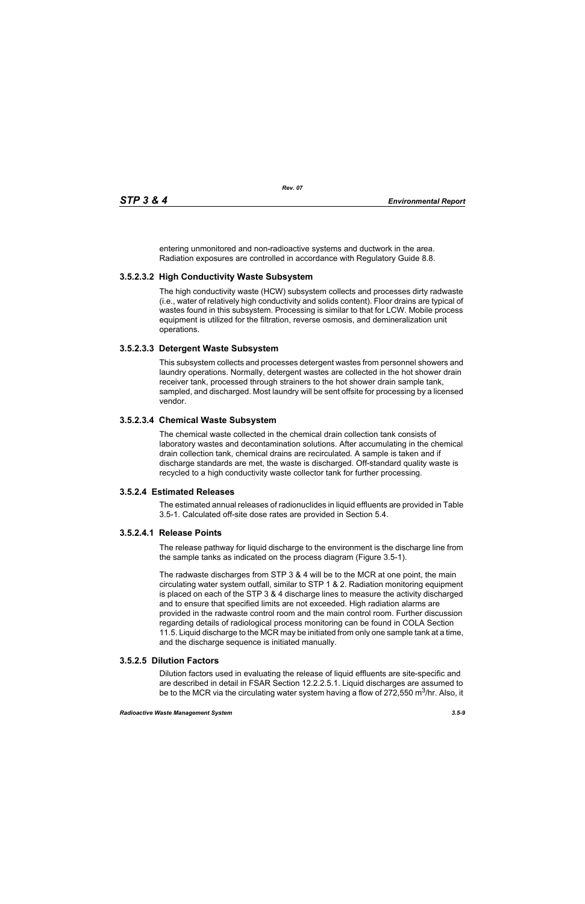entering unmonitored and non-radioactive systems and ductwork in the area. Radiation exposures are controlled in accordance with Regulatory Guide 8.8.

#### 3.5.2.3.2 High Conductivity Waste Subsystem

The high conductivity waste (HCW) subsystem collects and processes dirty radwaste (i.e., water of relatively high conductivity and solids content). Floor drains are typical of wastes found in this subsystem. Processing is similar to that for LCW. Mobile process equipment is utilized for the filtration, reverse osmosis, and demineralization unit operations.

#### 3.5.2.3.3 Detergent Waste Subsystem

This subsystem collects and processes detergent wastes from personnel showers and laundry operations. Normally, detergent wastes are collected in the hot shower drain receiver tank, processed through strainers to the hot shower drain sample tank, sampled, and discharged. Most laundry will be sent offsite for processing by a licensed vendor.

#### 3.5.2.3.4 Chemical Waste Subsystem

The chemical waste collected in the chemical drain collection tank consists of laboratory wastes and decontamination solutions. After accumulating in the chemical drain collection tank, chemical drains are recirculated. A sample is taken and if discharge standards are met, the waste is discharged. Off-standard quality waste is recycled to a high conductivity waste collector tank for further processing.

### 3.5.2.4 Estimated Releases

The estimated annual releases of radionuclides in liquid effluents are provided in Table 3.5-1. Calculated off-site dose rates are provided in Section 5.4.

#### 3.5.2.4.1 Release Points

The release pathway for liquid discharge to the environment is the discharge line from the sample tanks as indicated on the process diagram (Figure 3.5-1).

The radwaste discharges from STP 3 & 4 will be to the MCR at one point, the main circulating water system outfall, similar to STP 1 & 2. Radiation monitoring equipment is placed on each of the STP 3 & 4 discharge lines to measure the activity discharged and to ensure that specified limits are not exceeded. High radiation alarms are provided in the radwaste control room and the main control room. Further discussion regarding details of radiological process monitoring can be found in COLA Section 11.5. Liquid discharge to the MCR may be initiated from only one sample tank at a time, and the discharge sequence is initiated manually.

### 3.5.2.5 Dilution Factors

Dilution factors used in evaluating the release of liquid effluents are site-specific and are described in detail in FSAR Section 12.2.2.5.1. Liquid discharges are assumed to be to the MCR via the circulating water system having a flow of 272,550 $m^3$/hr. Also, it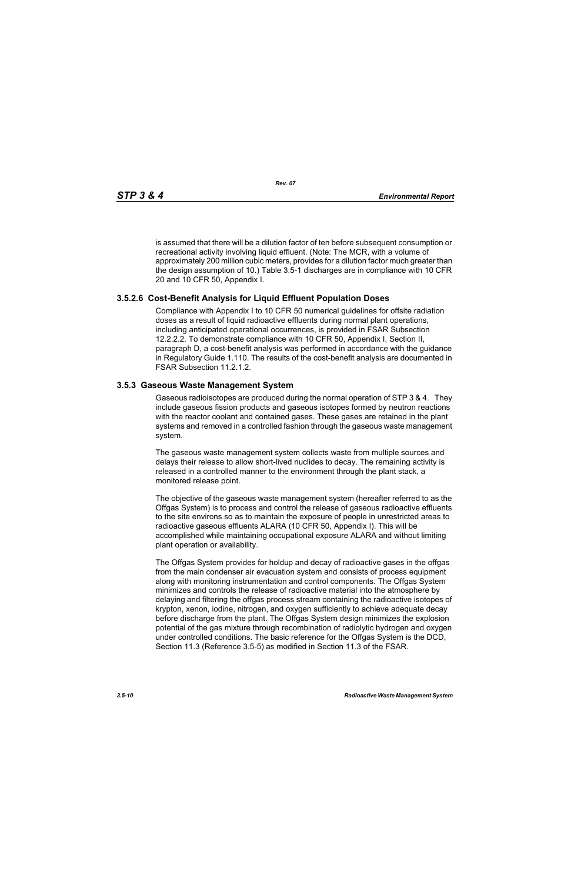is assumed that there will be a dilution factor of ten before subsequent consumption or recreational activity involving liquid effluent. (Note: The MCR, with a volume of approximately 200 million cubic meters, provides for a dilution factor much greater than the design assumption of 10.) Table 3.5-1 discharges are in compliance with 10 CFR 20 and 10 CFR 50, Appendix I.

### 3.5.2.6 Cost-Benefit Analysis for Liquid Effluent Population Doses

Compliance with Appendix I to 10 CFR 50 numerical guidelines for offsite radiation doses as a result of liquid radioactive effluents during normal plant operations, including anticipated operational occurrences, is provided in FSAR Subsection 12.2.2.2. To demonstrate compliance with 10 CFR 50, Appendix I, Section II, paragraph D, a cost-benefit analysis was performed in accordance with the guidance in Regulatory Guide 1.110. The results of the cost-benefit analysis are documented in FSAR Subsection 11.2.1.2.

## 3.5.3 Gaseous Waste Management System

Gaseous radioisotopes are produced during the normal operation of STP 3 & 4. They include gaseous fission products and gaseous isotopes formed by neutron reactions with the reactor coolant and contained gases. These gases are retained in the plant systems and removed in a controlled fashion through the gaseous waste management system.

The gaseous waste management system collects waste from multiple sources and delays their release to allow short-lived nuclides to decay. The remaining activity is released in a controlled manner to the environment through the plant stack, a monitored release point.

The objective of the gaseous waste management system (hereafter referred to as the Offgas System) is to process and control the release of gaseous radioactive effluents to the site environs so as to maintain the exposure of people in unrestricted areas to radioactive gaseous effluents ALARA (10 CFR 50, Appendix I). This will be accomplished while maintaining occupational exposure ALARA and without limiting plant operation or availability.

The Offgas System provides for holdup and decay of radioactive gases in the offgas from the main condenser air evacuation system and consists of process equipment along with monitoring instrumentation and control components. The Offgas System minimizes and controls the release of radioactive material into the atmosphere by delaying and filtering the offgas process stream containing the radioactive isotopes of krypton, xenon, iodine, nitrogen, and oxygen sufficiently to achieve adequate decay before discharge from the plant. The Offgas System design minimizes the explosion potential of the gas mixture through recombination of radiolytic hydrogen and oxygen under controlled conditions. The basic reference for the Offgas System is the DCD, Section 11.3 (Reference 3.5-5) as modified in Section 11.3 of the FSAR.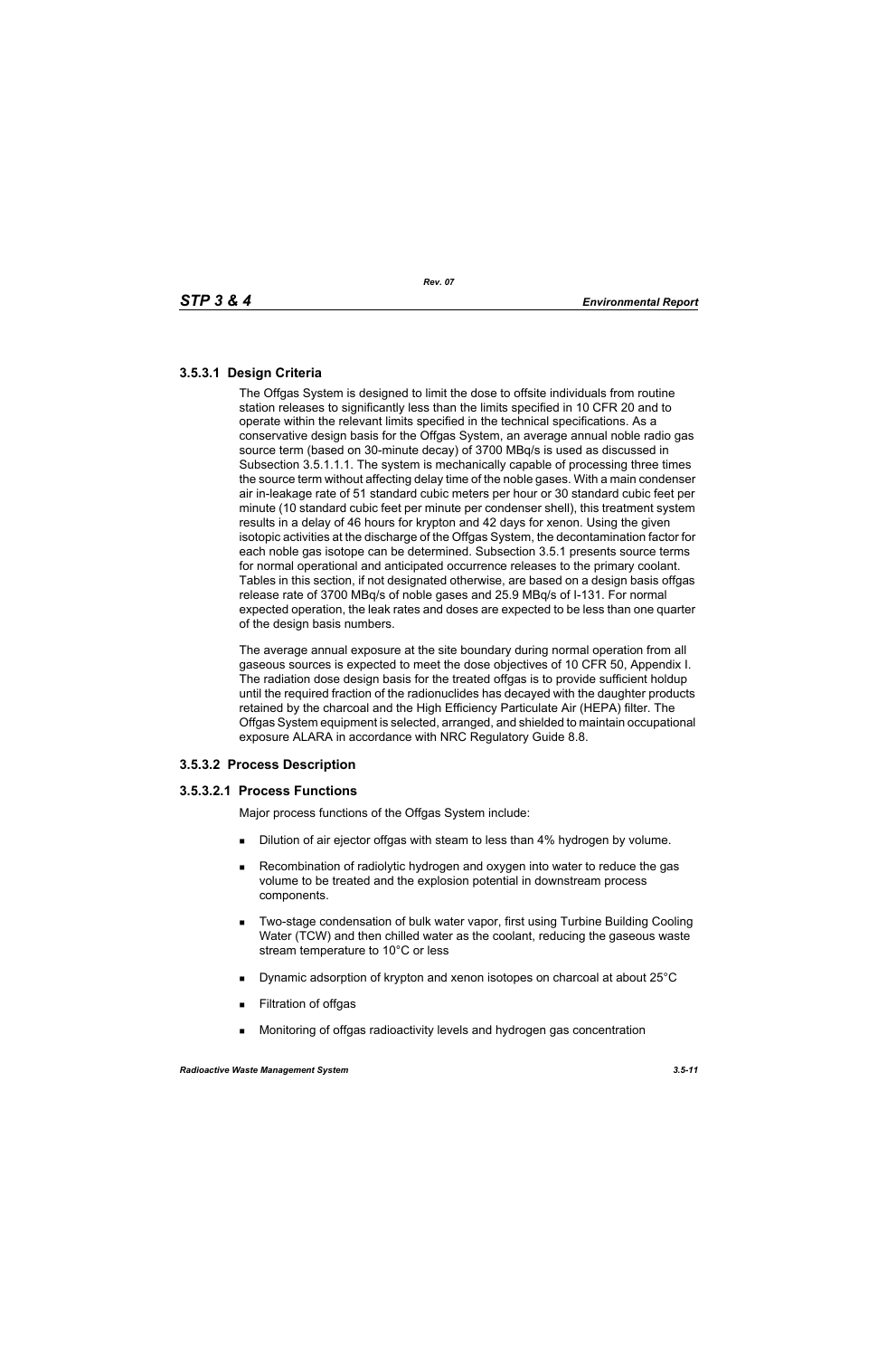### 3.5.3.1 Design Criteria

The Offgas System is designed to limit the dose to offsite individuals from routine station releases to significantly less than the limits specified in 10 CFR 20 and to operate within the relevant limits specified in the technical specifications. As a conservative design basis for the Offgas System, an average annual noble radio gas source term (based on 30-minute decay) of 3700 MBq/s is used as discussed in Subsection 3.5.1.1.1. The system is mechanically capable of processing three times the source term without affecting delay time of the noble gases. With a main condenser air in-leakage rate of 51 standard cubic meters per hour or 30 standard cubic feet per minute (10 standard cubic feet per minute per condenser shell), this treatment system results in a delay of 46 hours for krypton and 42 days for xenon. Using the given isotopic activities at the discharge of the Offgas System, the decontamination factor for each noble gas isotope can be determined. Subsection 3.5.1 presents source terms for normal operational and anticipated occurrence releases to the primary coolant. Tables in this section, if not designated otherwise, are based on a design basis offgas release rate of 3700 MBq/s of noble gases and 25.9 MBq/s of I-131. For normal expected operation, the leak rates and doses are expected to be less than one quarter of the design basis numbers.

The average annual exposure at the site boundary during normal operation from all gaseous sources is expected to meet the dose objectives of 10 CFR 50, Appendix I. The radiation dose design basis for the treated offgas is to provide sufficient holdup until the required fraction of the radionuclides has decayed with the daughter products retained by the charcoal and the High Efficiency Particulate Air (HEPA) filter. The Offgas System equipment is selected, arranged, and shielded to maintain occupational exposure ALARA in accordance with NRC Regulatory Guide 8.8.

### 3.5.3.2 Process Description

#### 3.5.3.2.1 Process Functions

Major process functions of the Offgas System include:

- Dilution of air ejector offgas with steam to less than 4% hydrogen by volume.
- Recombination of radiolytic hydrogen and oxygen into water to reduce the gas volume to be treated and the explosion potential in downstream process components.
- Two-stage condensation of bulk water vapor, first using Turbine Building Cooling Water (TCW) and then chilled water as the coolant, reducing the gaseous waste stream temperature to 10°C or less
- Dynamic adsorption of krypton and xenon isotopes on charcoal at about 25°C
- Filtration of offgas
- Monitoring of offgas radioactivity levels and hydrogen gas concentration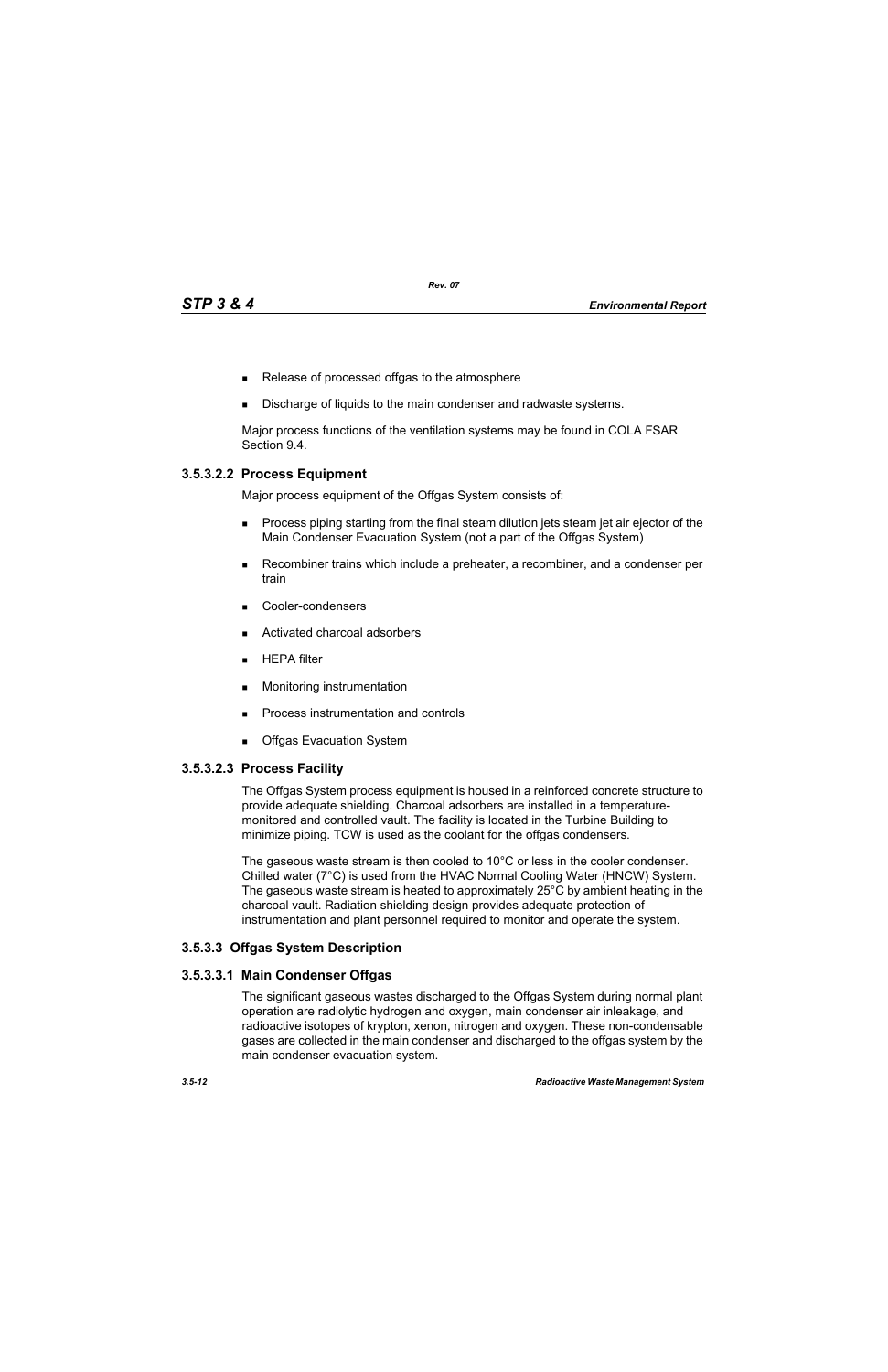- Release of processed offgas to the atmosphere
- Discharge of liquids to the main condenser and radwaste systems.

Major process functions of the ventilation systems may be found in COLA FSAR Section 9.4.

### 3.5.3.2.2 Process Equipment

Major process equipment of the Offgas System consists of:

- Process piping starting from the final steam dilution jets steam jet air ejector of the Main Condenser Evacuation System (not a part of the Offgas System)
- Recombiner trains which include a preheater, a recombiner, and a condenser per train
- Cooler-condensers
- Activated charcoal adsorbers
- HEPA filter
- Monitoring instrumentation
- Process instrumentation and controls
- Offgas Evacuation System

### 3.5.3.2.3 Process Facility

The Offgas System process equipment is housed in a reinforced concrete structure to provide adequate shielding. Charcoal adsorbers are installed in a temperature-monitored and controlled vault. The facility is located in the Turbine Building to minimize piping. TCW is used as the coolant for the offgas condensers.

The gaseous waste stream is then cooled to 10°C or less in the cooler condenser. Chilled water (7°C) is used from the HVAC Normal Cooling Water (HNCW) System. The gaseous waste stream is heated to approximately 25°C by ambient heating in the charcoal vault. Radiation shielding design provides adequate protection of instrumentation and plant personnel required to monitor and operate the system.

### 3.5.3.3 Offgas System Description

### 3.5.3.3.1 Main Condenser Offgas

The significant gaseous wastes discharged to the Offgas System during normal plant operation are radiolytic hydrogen and oxygen, main condenser air inleakage, and radioactive isotopes of krypton, xenon, nitrogen and oxygen. These non-condensable gases are collected in the main condenser and discharged to the offgas system by the main condenser evacuation system.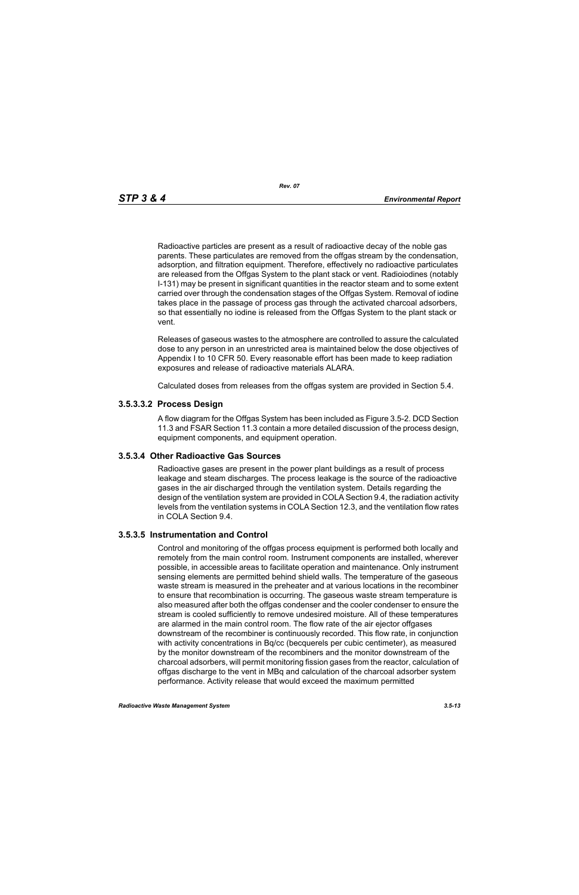Radioactive particles are present as a result of radioactive decay of the noble gas parents. These particulates are removed from the offgas stream by the condensation, adsorption, and filtration equipment. Therefore, effectively no radioactive particulates are released from the Offgas System to the plant stack or vent. Radioiodines (notably I-131) may be present in significant quantities in the reactor steam and to some extent carried over through the condensation stages of the Offgas System. Removal of iodine takes place in the passage of process gas through the activated charcoal adsorbers, so that essentially no iodine is released from the Offgas System to the plant stack or vent.

Releases of gaseous wastes to the atmosphere are controlled to assure the calculated dose to any person in an unrestricted area is maintained below the dose objectives of Appendix I to 10 CFR 50. Every reasonable effort has been made to keep radiation exposures and release of radioactive materials ALARA.

Calculated doses from releases from the offgas system are provided in Section 5.4.

#### 3.5.3.3.2 Process Design

A flow diagram for the Offgas System has been included as Figure 3.5-2. DCD Section 11.3 and FSAR Section 11.3 contain a more detailed discussion of the process design, equipment components, and equipment operation.

### 3.5.3.4 Other Radioactive Gas Sources

Radioactive gases are present in the power plant buildings as a result of process leakage and steam discharges. The process leakage is the source of the radioactive gases in the air discharged through the ventilation system. Details regarding the design of the ventilation system are provided in COLA Section 9.4, the radiation activity levels from the ventilation systems in COLA Section 12.3, and the ventilation flow rates in COLA Section 9.4.

### 3.5.3.5 Instrumentation and Control

Control and monitoring of the offgas process equipment is performed both locally and remotely from the main control room. Instrument components are installed, wherever possible, in accessible areas to facilitate operation and maintenance. Only instrument sensing elements are permitted behind shield walls. The temperature of the gaseous waste stream is measured in the preheater and at various locations in the recombiner to ensure that recombination is occurring. The gaseous waste stream temperature is also measured after both the offgas condenser and the cooler condenser to ensure the stream is cooled sufficiently to remove undesired moisture. All of these temperatures are alarmed in the main control room. The flow rate of the air ejector offgases downstream of the recombiner is continuously recorded. This flow rate, in conjunction with activity concentrations in Bq/cc (becquerels per cubic centimeter), as measured by the monitor downstream of the recombiners and the monitor downstream of the charcoal adsorbers, will permit monitoring fission gases from the reactor, calculation of offgas discharge to the vent in MBq and calculation of the charcoal adsorber system performance. Activity release that would exceed the maximum permitted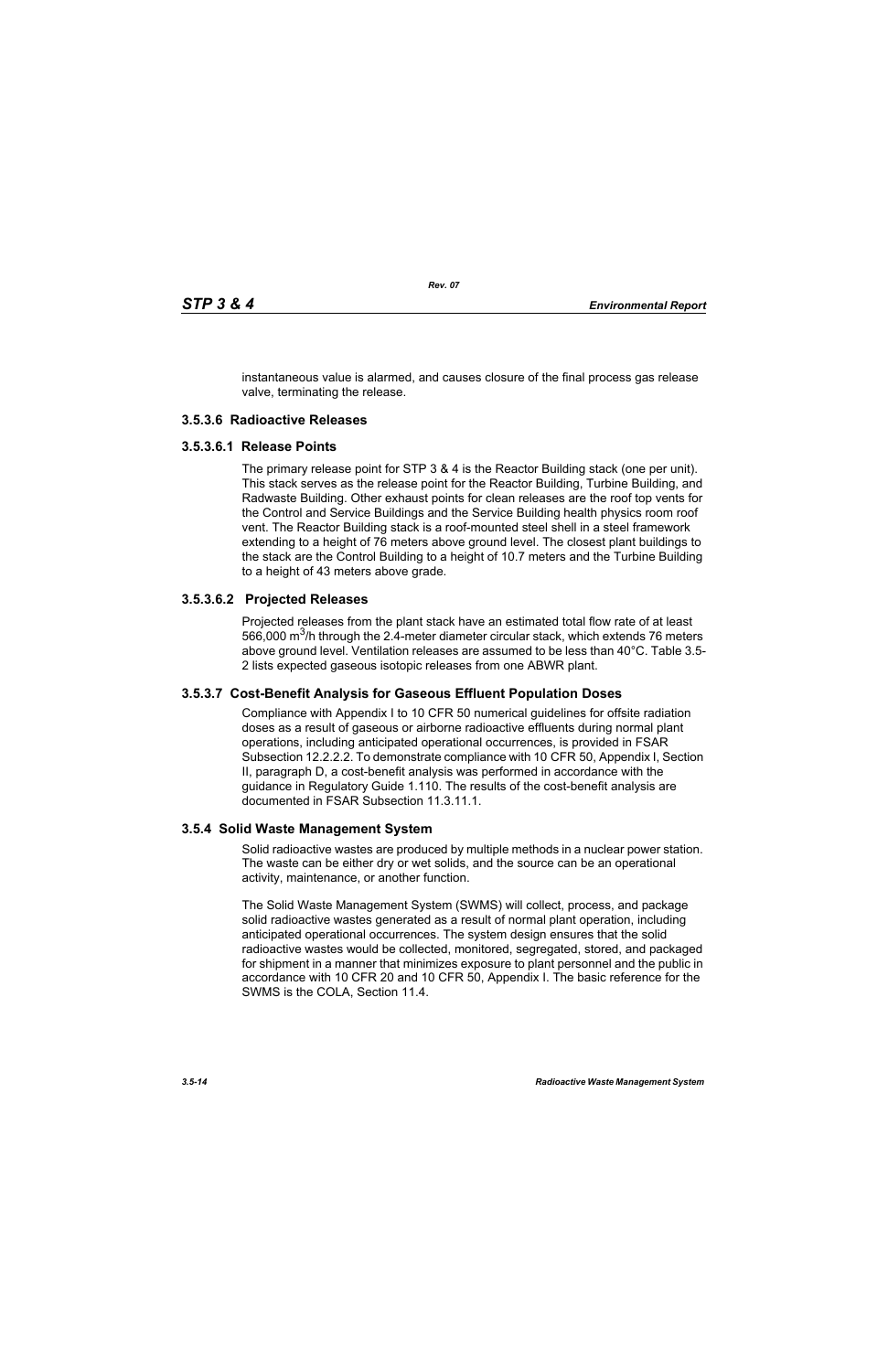instantaneous value is alarmed, and causes closure of the final process gas release valve, terminating the release.

### 3.5.3.6 Radioactive Releases

#### 3.5.3.6.1 Release Points

The primary release point for STP 3 & 4 is the Reactor Building stack (one per unit). This stack serves as the release point for the Reactor Building, Turbine Building, and Radwaste Building. Other exhaust points for clean releases are the roof top vents for the Control and Service Buildings and the Service Building health physics room roof vent. The Reactor Building stack is a roof-mounted steel shell in a steel framework extending to a height of 76 meters above ground level. The closest plant buildings to the stack are the Control Building to a height of 10.7 meters and the Turbine Building to a height of 43 meters above grade.

#### 3.5.3.6.2 Projected Releases

Projected releases from the plant stack have an estimated total flow rate of at least 566,000 $m^3$/h through the 2.4-meter diameter circular stack, which extends 76 meters above ground level. Ventilation releases are assumed to be less than 40°C. Table 3.5-2 lists expected gaseous isotopic releases from one ABWR plant.

### 3.5.3.7 Cost-Benefit Analysis for Gaseous Effluent Population Doses

Compliance with Appendix I to 10 CFR 50 numerical guidelines for offsite radiation doses as a result of gaseous or airborne radioactive effluents during normal plant operations, including anticipated operational occurrences, is provided in FSAR Subsection 12.2.2.2. To demonstrate compliance with 10 CFR 50, Appendix I, Section II, paragraph D, a cost-benefit analysis was performed in accordance with the guidance in Regulatory Guide 1.110. The results of the cost-benefit analysis are documented in FSAR Subsection 11.3.11.1.

## 3.5.4 Solid Waste Management System

Solid radioactive wastes are produced by multiple methods in a nuclear power station. The waste can be either dry or wet solids, and the source can be an operational activity, maintenance, or another function.

The Solid Waste Management System (SWMS) will collect, process, and package solid radioactive wastes generated as a result of normal plant operation, including anticipated operational occurrences. The system design ensures that the solid radioactive wastes would be collected, monitored, segregated, stored, and packaged for shipment in a manner that minimizes exposure to plant personnel and the public in accordance with 10 CFR 20 and 10 CFR 50, Appendix I. The basic reference for the SWMS is the COLA, Section 11.4.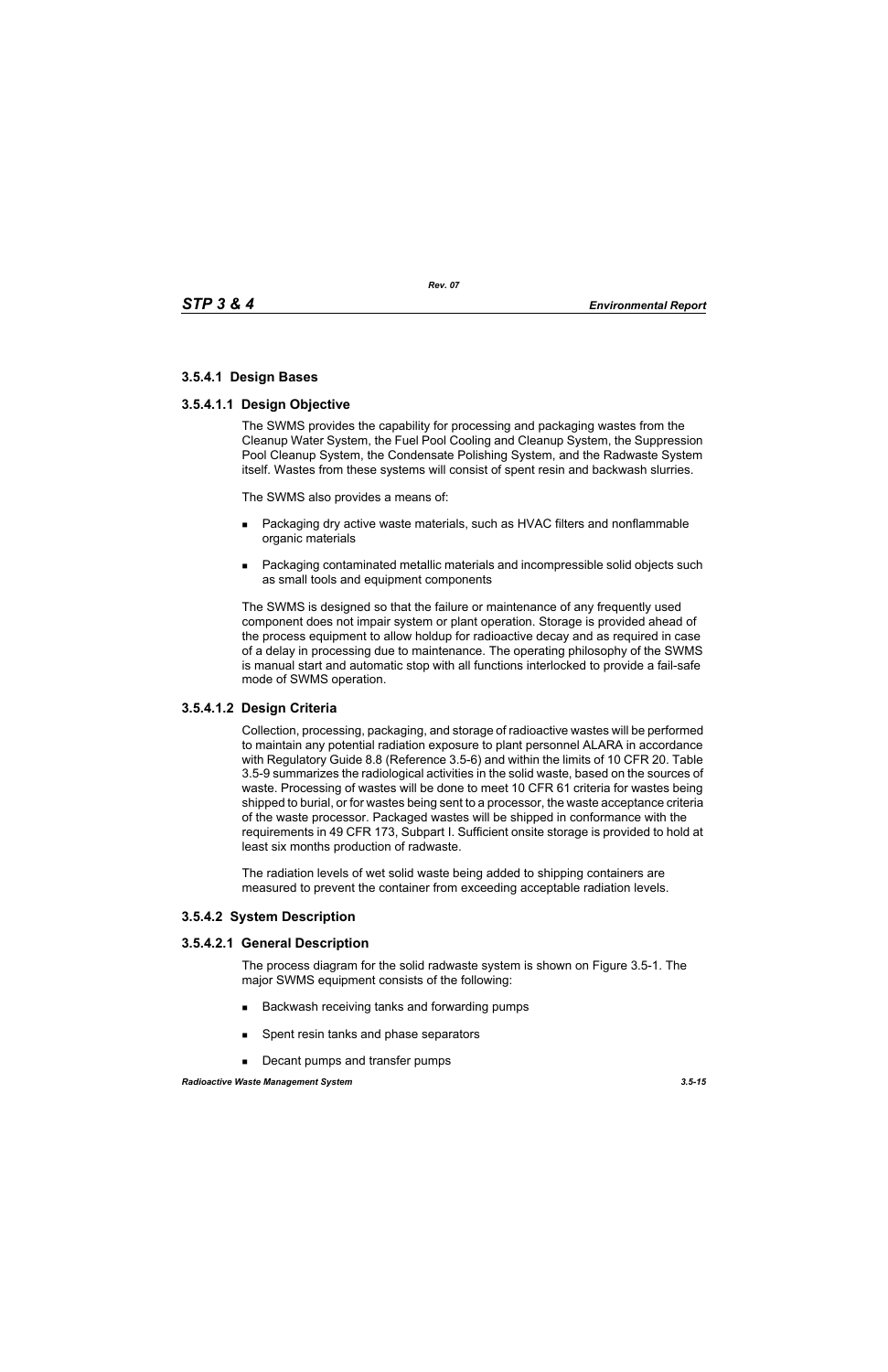### 3.5.4.1 Design Bases

#### 3.5.4.1.1 Design Objective

The SWMS provides the capability for processing and packaging wastes from the Cleanup Water System, the Fuel Pool Cooling and Cleanup System, the Suppression Pool Cleanup System, the Condensate Polishing System, and the Radwaste System itself. Wastes from these systems will consist of spent resin and backwash slurries.

The SWMS also provides a means of:

- Packaging dry active waste materials, such as HVAC filters and nonflammable organic materials
- Packaging contaminated metallic materials and incompressible solid objects such as small tools and equipment components

The SWMS is designed so that the failure or maintenance of any frequently used component does not impair system or plant operation. Storage is provided ahead of the process equipment to allow holdup for radioactive decay and as required in case of a delay in processing due to maintenance. The operating philosophy of the SWMS is manual start and automatic stop with all functions interlocked to provide a fail-safe mode of SWMS operation.

#### 3.5.4.1.2 Design Criteria

Collection, processing, packaging, and storage of radioactive wastes will be performed to maintain any potential radiation exposure to plant personnel ALARA in accordance with Regulatory Guide 8.8 (Reference 3.5-6) and within the limits of 10 CFR 20. Table 3.5-9 summarizes the radiological activities in the solid waste, based on the sources of waste. Processing of wastes will be done to meet 10 CFR 61 criteria for wastes being shipped to burial, or for wastes being sent to a processor, the waste acceptance criteria of the waste processor. Packaged wastes will be shipped in conformance with the requirements in 49 CFR 173, Subpart I. Sufficient onsite storage is provided to hold at least six months production of radwaste.

The radiation levels of wet solid waste being added to shipping containers are measured to prevent the container from exceeding acceptable radiation levels.

### 3.5.4.2 System Description

#### 3.5.4.2.1 General Description

The process diagram for the solid radwaste system is shown on Figure 3.5-1. The major SWMS equipment consists of the following:

- Backwash receiving tanks and forwarding pumps
- Spent resin tanks and phase separators
- Decant pumps and transfer pumps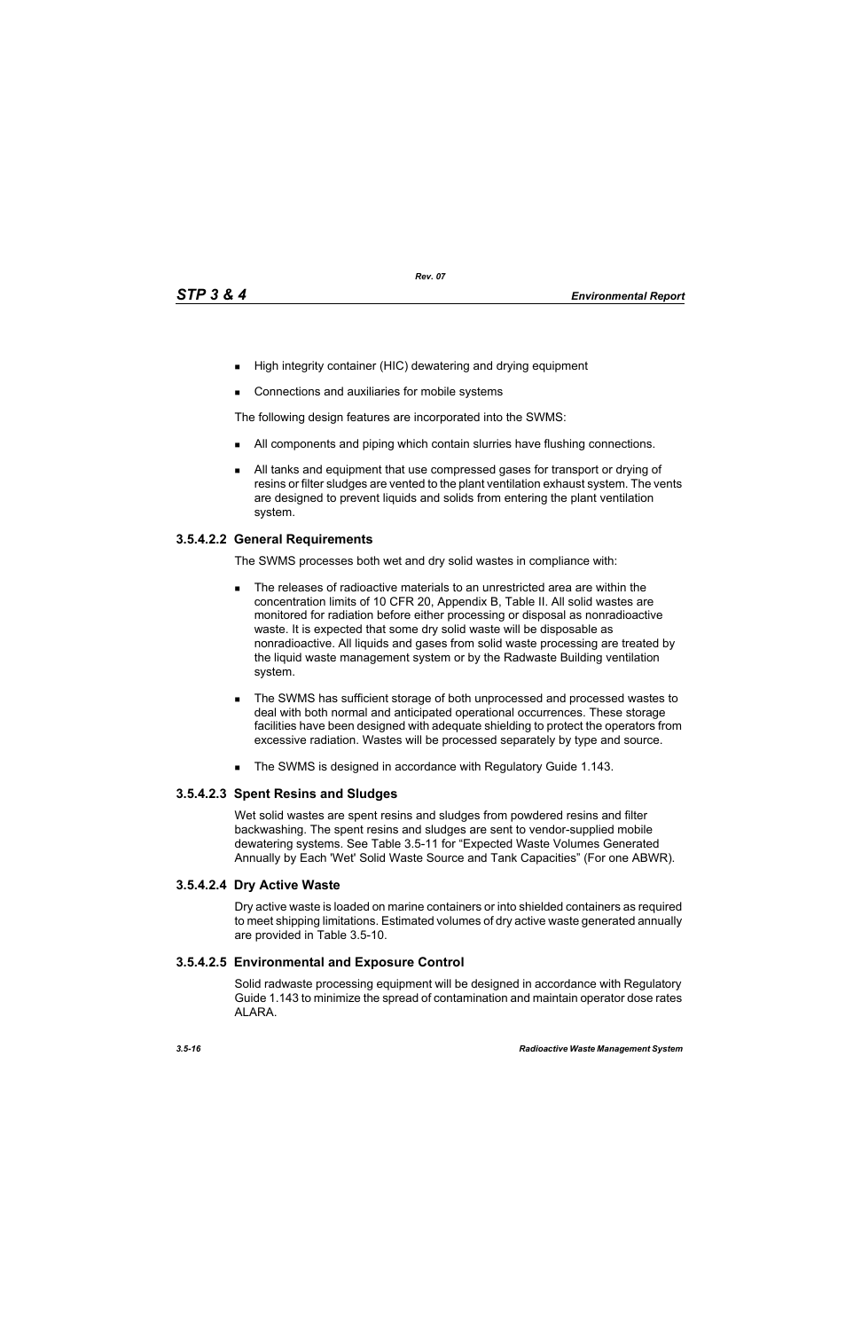- High integrity container (HIC) dewatering and drying equipment
- Connections and auxiliaries for mobile systems

The following design features are incorporated into the SWMS:

- All components and piping which contain slurries have flushing connections.
- All tanks and equipment that use compressed gases for transport or drying of resins or filter sludges are vented to the plant ventilation exhaust system. The vents are designed to prevent liquids and solids from entering the plant ventilation system.

### 3.5.4.2.2 General Requirements

The SWMS processes both wet and dry solid wastes in compliance with:

- The releases of radioactive materials to an unrestricted area are within the concentration limits of 10 CFR 20, Appendix B, Table II. All solid wastes are monitored for radiation before either processing or disposal as nonradioactive waste. It is expected that some dry solid waste will be disposable as nonradioactive. All liquids and gases from solid waste processing are treated by the liquid waste management system or by the Radwaste Building ventilation system.
- The SWMS has sufficient storage of both unprocessed and processed wastes to deal with both normal and anticipated operational occurrences. These storage facilities have been designed with adequate shielding to protect the operators from excessive radiation. Wastes will be processed separately by type and source.
- The SWMS is designed in accordance with Regulatory Guide 1.143.

### 3.5.4.2.3 Spent Resins and Sludges

Wet solid wastes are spent resins and sludges from powdered resins and filter backwashing. The spent resins and sludges are sent to vendor-supplied mobile dewatering systems. See Table 3.5-11 for "Expected Waste Volumes Generated Annually by Each 'Wet' Solid Waste Source and Tank Capacities" (For one ABWR).

### 3.5.4.2.4 Dry Active Waste

Dry active waste is loaded on marine containers or into shielded containers as required to meet shipping limitations. Estimated volumes of dry active waste generated annually are provided in Table 3.5-10.

### 3.5.4.2.5 Environmental and Exposure Control

Solid radwaste processing equipment will be designed in accordance with Regulatory Guide 1.143 to minimize the spread of contamination and maintain operator dose rates ALARA.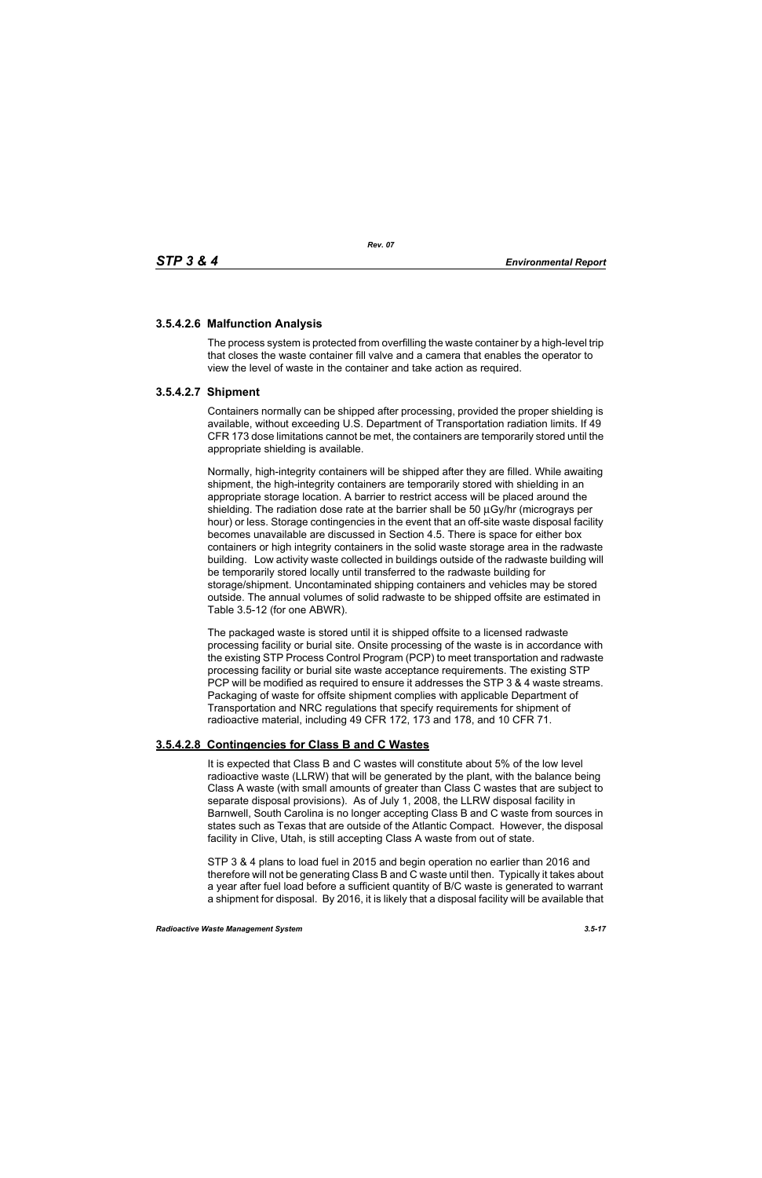### 3.5.4.2.6 Malfunction Analysis

The process system is protected from overfilling the waste container by a high-level trip that closes the waste container fill valve and a camera that enables the operator to view the level of waste in the container and take action as required.

### 3.5.4.2.7 Shipment

Containers normally can be shipped after processing, provided the proper shielding is available, without exceeding U.S. Department of Transportation radiation limits. If 49 CFR 173 dose limitations cannot be met, the containers are temporarily stored until the appropriate shielding is available.

Normally, high-integrity containers will be shipped after they are filled. While awaiting shipment, the high-integrity containers are temporarily stored with shielding in an appropriate storage location. A barrier to restrict access will be placed around the shielding. The radiation dose rate at the barrier shall be 50 µGy/hr (micrograys per hour) or less. Storage contingencies in the event that an off-site waste disposal facility becomes unavailable are discussed in Section 4.5. There is space for either box containers or high integrity containers in the solid waste storage area in the radwaste building. Low activity waste collected in buildings outside of the radwaste building will be temporarily stored locally until transferred to the radwaste building for storage/shipment. Uncontaminated shipping containers and vehicles may be stored outside. The annual volumes of solid radwaste to be shipped offsite are estimated in Table 3.5-12 (for one ABWR).

The packaged waste is stored until it is shipped offsite to a licensed radwaste processing facility or burial site. Onsite processing of the waste is in accordance with the existing STP Process Control Program (PCP) to meet transportation and radwaste processing facility or burial site waste acceptance requirements. The existing STP PCP will be modified as required to ensure it addresses the STP 3 & 4 waste streams. Packaging of waste for offsite shipment complies with applicable Department of Transportation and NRC regulations that specify requirements for shipment of radioactive material, including 49 CFR 172, 173 and 178, and 10 CFR 71.

### 3.5.4.2.8 Contingencies for Class B and C Wastes

It is expected that Class B and C wastes will constitute about 5% of the low level radioactive waste (LLRW) that will be generated by the plant, with the balance being Class A waste (with small amounts of greater than Class C wastes that are subject to separate disposal provisions). As of July 1, 2008, the LLRW disposal facility in Barnwell, South Carolina is no longer accepting Class B and C waste from sources in states such as Texas that are outside of the Atlantic Compact. However, the disposal facility in Clive, Utah, is still accepting Class A waste from out of state.

STP 3 & 4 plans to load fuel in 2015 and begin operation no earlier than 2016 and therefore will not be generating Class B and C waste until then. Typically it takes about a year after fuel load before a sufficient quantity of B/C waste is generated to warrant a shipment for disposal. By 2016, it is likely that a disposal facility will be available that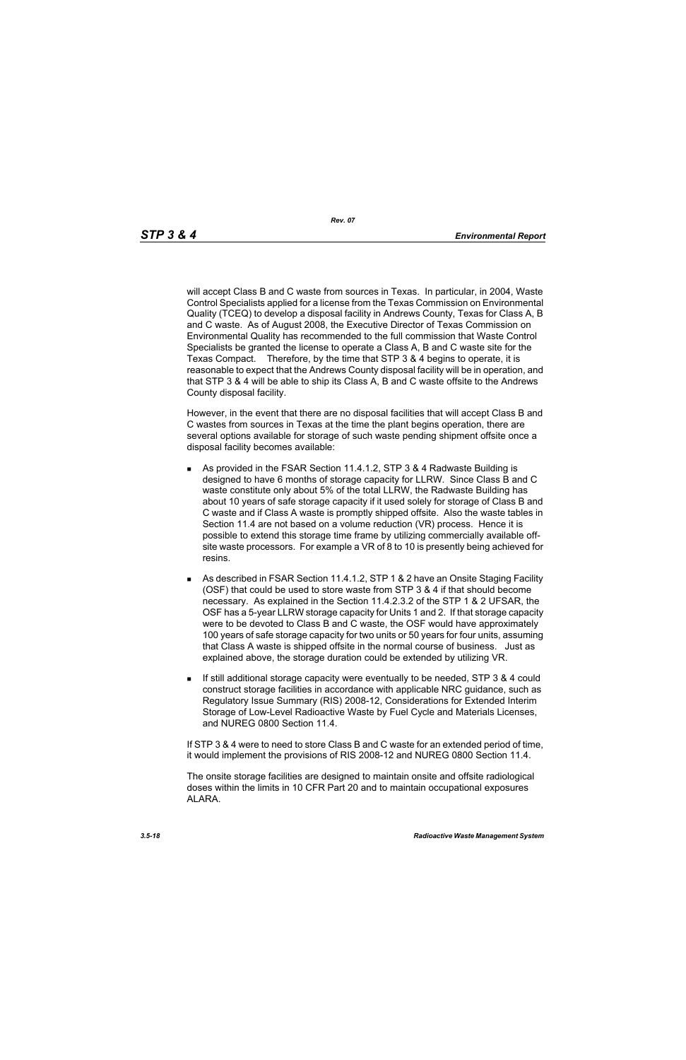will accept Class B and C waste from sources in Texas. In particular, in 2004, Waste Control Specialists applied for a license from the Texas Commission on Environmental Quality (TCEQ) to develop a disposal facility in Andrews County, Texas for Class A, B and C waste. As of August 2008, the Executive Director of Texas Commission on Environmental Quality has recommended to the full commission that Waste Control Specialists be granted the license to operate a Class A, B and C waste site for the Texas Compact. Therefore, by the time that STP 3 & 4 begins to operate, it is reasonable to expect that the Andrews County disposal facility will be in operation, and that STP 3 & 4 will be able to ship its Class A, B and C waste offsite to the Andrews County disposal facility.

However, in the event that there are no disposal facilities that will accept Class B and C wastes from sources in Texas at the time the plant begins operation, there are several options available for storage of such waste pending shipment offsite once a disposal facility becomes available:

- As provided in the FSAR Section 11.4.1.2, STP 3 & 4 Radwaste Building is designed to have 6 months of storage capacity for LLRW. Since Class B and C waste constitute only about 5% of the total LLRW, the Radwaste Building has about 10 years of safe storage capacity if it used solely for storage of Class B and C waste and if Class A waste is promptly shipped offsite. Also the waste tables in Section 11.4 are not based on a volume reduction (VR) process. Hence it is possible to extend this storage time frame by utilizing commercially available off-site waste processors. For example a VR of 8 to 10 is presently being achieved for resins.
- As described in FSAR Section 11.4.1.2, STP 1 & 2 have an Onsite Staging Facility (OSF) that could be used to store waste from STP 3 & 4 if that should become necessary. As explained in the Section 11.4.2.3.2 of the STP 1 & 2 UFSAR, the OSF has a 5-year LLRW storage capacity for Units 1 and 2. If that storage capacity were to be devoted to Class B and C waste, the OSF would have approximately 100 years of safe storage capacity for two units or 50 years for four units, assuming that Class A waste is shipped offsite in the normal course of business. Just as explained above, the storage duration could be extended by utilizing VR.
- If still additional storage capacity were eventually to be needed, STP 3 & 4 could construct storage facilities in accordance with applicable NRC guidance, such as Regulatory Issue Summary (RIS) 2008-12, Considerations for Extended Interim Storage of Low-Level Radioactive Waste by Fuel Cycle and Materials Licenses, and NUREG 0800 Section 11.4.

If STP 3 & 4 were to need to store Class B and C waste for an extended period of time, it would implement the provisions of RIS 2008-12 and NUREG 0800 Section 11.4.

The onsite storage facilities are designed to maintain onsite and offsite radiological doses within the limits in 10 CFR Part 20 and to maintain occupational exposures ALARA.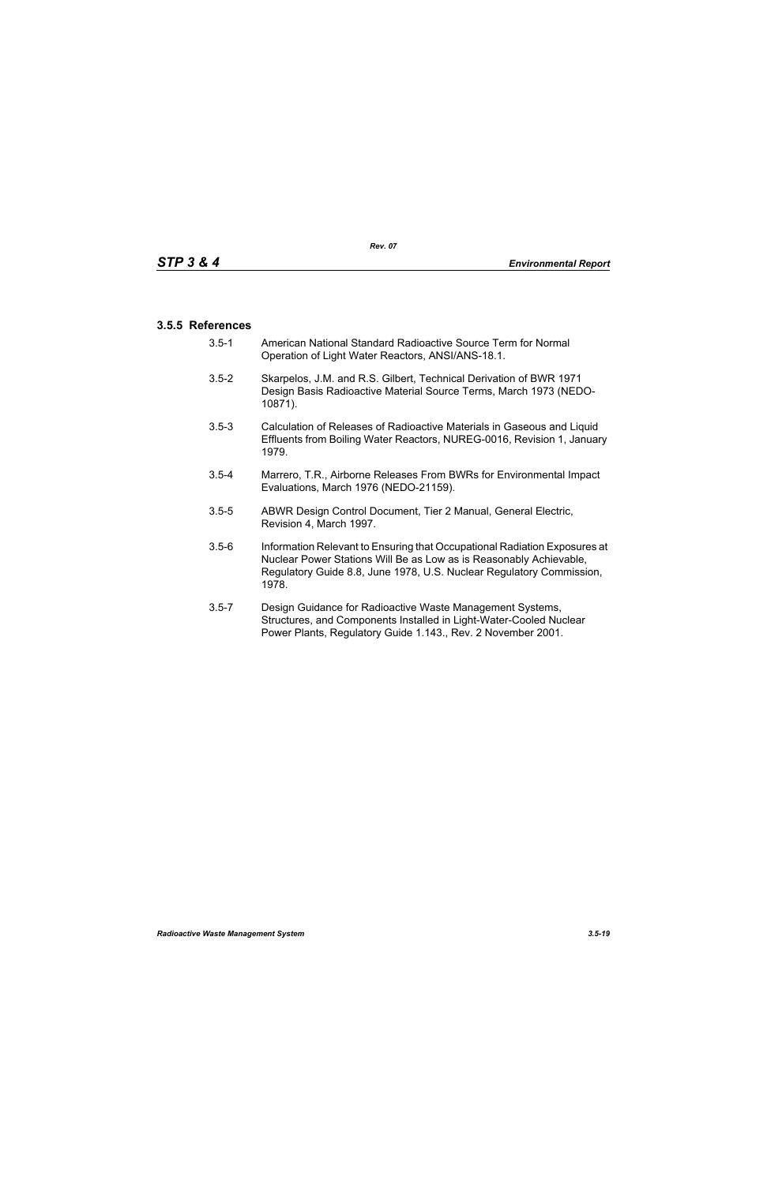### 3.5.5 References

3.5-1 American National Standard Radioactive Source Term for Normal Operation of Light Water Reactors, ANSI/ANS-18.1.

3.5-2 Skarpelos, J.M. and R.S. Gilbert, Technical Derivation of BWR 1971 Design Basis Radioactive Material Source Terms, March 1973 (NEDO-10871).

3.5-3 Calculation of Releases of Radioactive Materials in Gaseous and Liquid Effluents from Boiling Water Reactors, NUREG-0016, Revision 1, January 1979.

3.5-4 Marrero, T.R., Airborne Releases From BWRs for Environmental Impact Evaluations, March 1976 (NEDO-21159).

3.5-5 ABWR Design Control Document, Tier 2 Manual, General Electric, Revision 4, March 1997.

3.5-6 Information Relevant to Ensuring that Occupational Radiation Exposures at Nuclear Power Stations Will Be as Low as is Reasonably Achievable, Regulatory Guide 8.8, June 1978, U.S. Nuclear Regulatory Commission, 1978.

3.5-7 Design Guidance for Radioactive Waste Management Systems, Structures, and Components Installed in Light-Water-Cooled Nuclear Power Plants, Regulatory Guide 1.143., Rev. 2 November 2001.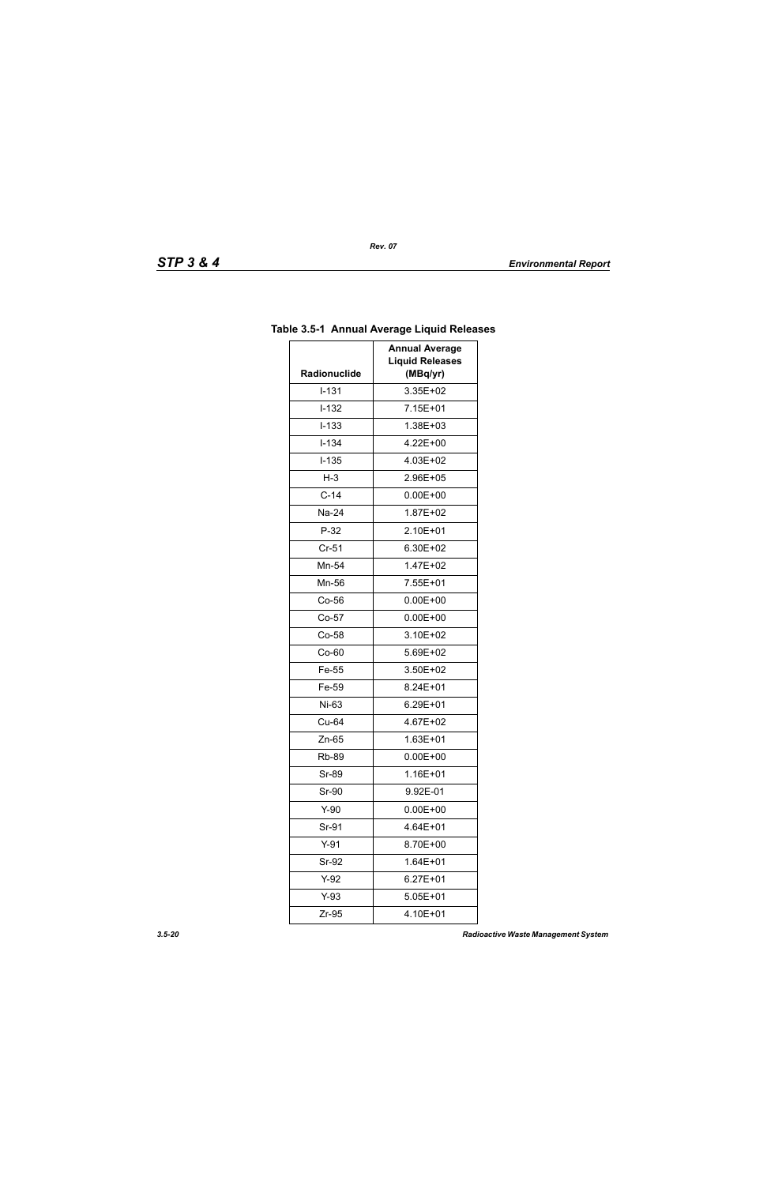**Table 3.5-1  Annual Average Liquid Releases**

| Radionuclide | Annual Average Liquid Releases (MBq/yr) |
|---|---|
| I-131 | 3.35E+02 |
| I-132 | 7.15E+01 |
| I-133 | 1.38E+03 |
| I-134 | 4.22E+00 |
| I-135 | 4.03E+02 |
| H-3 | 2.96E+05 |
| C-14 | 0.00E+00 |
| Na-24 | 1.87E+02 |
| P-32 | 2.10E+01 |
| Cr-51 | 6.30E+02 |
| Mn-54 | 1.47E+02 |
| Mn-56 | 7.55E+01 |
| Co-56 | 0.00E+00 |
| Co-57 | 0.00E+00 |
| Co-58 | 3.10E+02 |
| Co-60 | 5.69E+02 |
| Fe-55 | 3.50E+02 |
| Fe-59 | 8.24E+01 |
| Ni-63 | 6.29E+01 |
| Cu-64 | 4.67E+02 |
| Zn-65 | 1.63E+01 |
| Rb-89 | 0.00E+00 |
| Sr-89 | 1.16E+01 |
| Sr-90 | 9.92E-01 |
| Y-90 | 0.00E+00 |
| Sr-91 | 4.64E+01 |
| Y-91 | 8.70E+00 |
| Sr-92 | 1.64E+01 |
| Y-92 | 6.27E+01 |
| Y-93 | 5.05E+01 |
| Zr-95 | 4.10E+01 |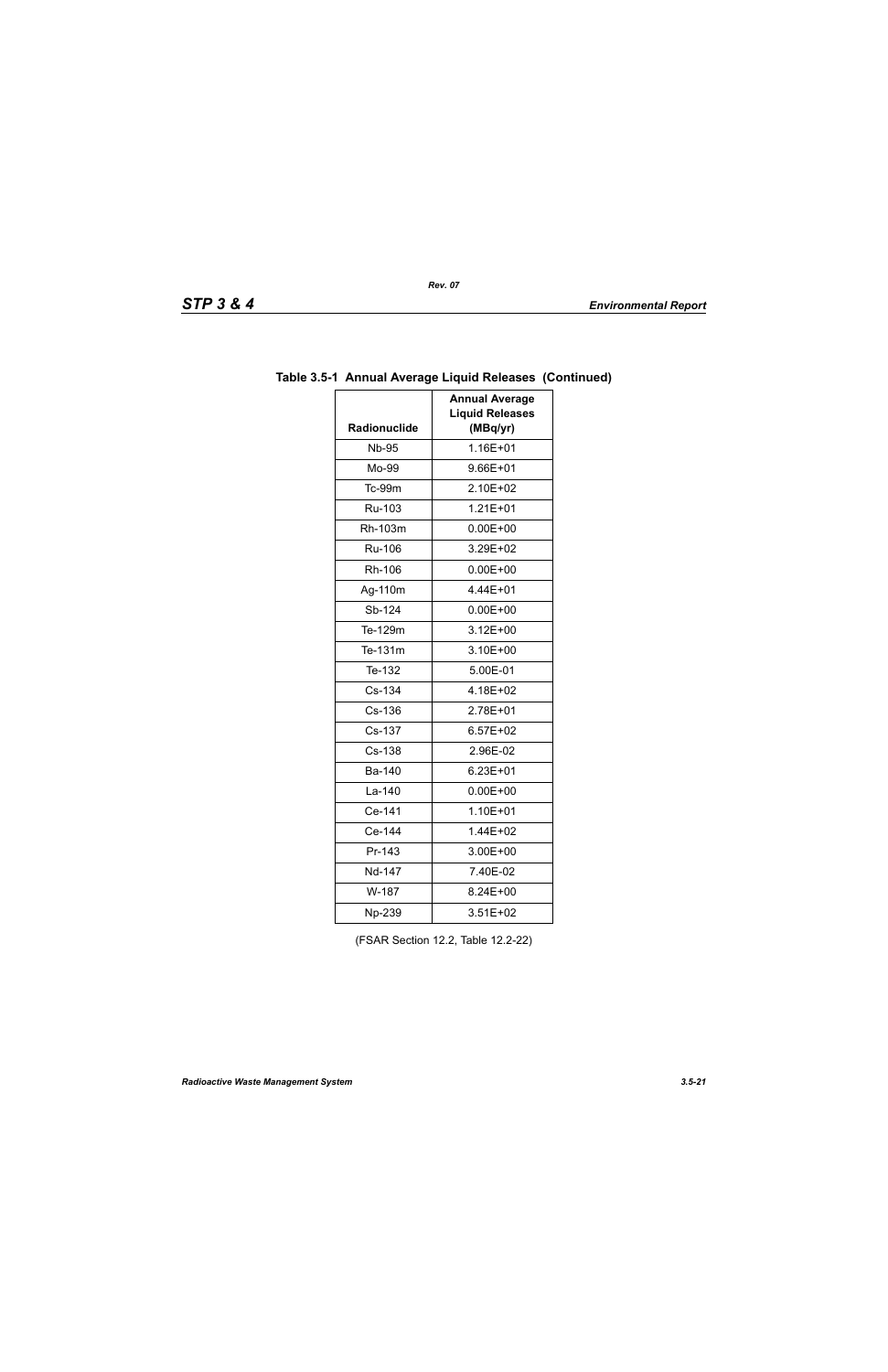**Table 3.5-1 Annual Average Liquid Releases (Continued)**

| Radionuclide | Annual Average Liquid Releases (MBq/yr) |
|---|---|
| Nb-95 | 1.16E+01 |
| Mo-99 | 9.66E+01 |
| Tc-99m | 2.10E+02 |
| Ru-103 | 1.21E+01 |
| Rh-103m | 0.00E+00 |
| Ru-106 | 3.29E+02 |
| Rh-106 | 0.00E+00 |
| Ag-110m | 4.44E+01 |
| Sb-124 | 0.00E+00 |
| Te-129m | 3.12E+00 |
| Te-131m | 3.10E+00 |
| Te-132 | 5.00E-01 |
| Cs-134 | 4.18E+02 |
| Cs-136 | 2.78E+01 |
| Cs-137 | 6.57E+02 |
| Cs-138 | 2.96E-02 |
| Ba-140 | 6.23E+01 |
| La-140 | 0.00E+00 |
| Ce-141 | 1.10E+01 |
| Ce-144 | 1.44E+02 |
| Pr-143 | 3.00E+00 |
| Nd-147 | 7.40E-02 |
| W-187 | 8.24E+00 |
| Np-239 | 3.51E+02 |

(FSAR Section 12.2, Table 12.2-22)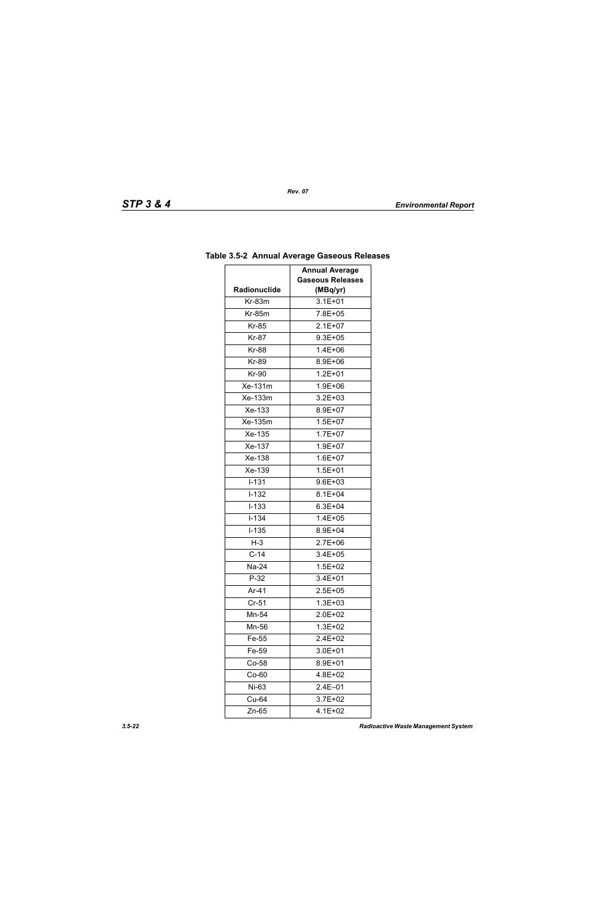**Table 3.5-2 Annual Average Gaseous Releases**

| Radionuclide | Annual Average Gaseous Releases (MBq/yr) |
|---|---|
| Kr-83m | 3.1E+01 |
| Kr-85m | 7.8E+05 |
| Kr-85 | 2.1E+07 |
| Kr-87 | 9.3E+05 |
| Kr-88 | 1.4E+06 |
| Kr-89 | 8.9E+06 |
| Kr-90 | 1.2E+01 |
| Xe-131m | 1.9E+06 |
| Xe-133m | 3.2E+03 |
| Xe-133 | 8.9E+07 |
| Xe-135m | 1.5E+07 |
| Xe-135 | 1.7E+07 |
| Xe-137 | 1.9E+07 |
| Xe-138 | 1.6E+07 |
| Xe-139 | 1.5E+01 |
| I-131 | 9.6E+03 |
| I-132 | 8.1E+04 |
| I-133 | 6.3E+04 |
| I-134 | 1.4E+05 |
| I-135 | 8.9E+04 |
| H-3 | 2.7E+06 |
| C-14 | 3.4E+05 |
| Na-24 | 1.5E+02 |
| P-32 | 3.4E+01 |
| Ar-41 | 2.5E+05 |
| Cr-51 | 1.3E+03 |
| Mn-54 | 2.0E+02 |
| Mn-56 | 1.3E+02 |
| Fe-55 | 2.4E+02 |
| Fe-59 | 3.0E+01 |
| Co-58 | 8.9E+01 |
| Co-60 | 4.8E+02 |
| Ni-63 | 2.4E–01 |
| Cu-64 | 3.7E+02 |
| Zn-65 | 4.1E+02 |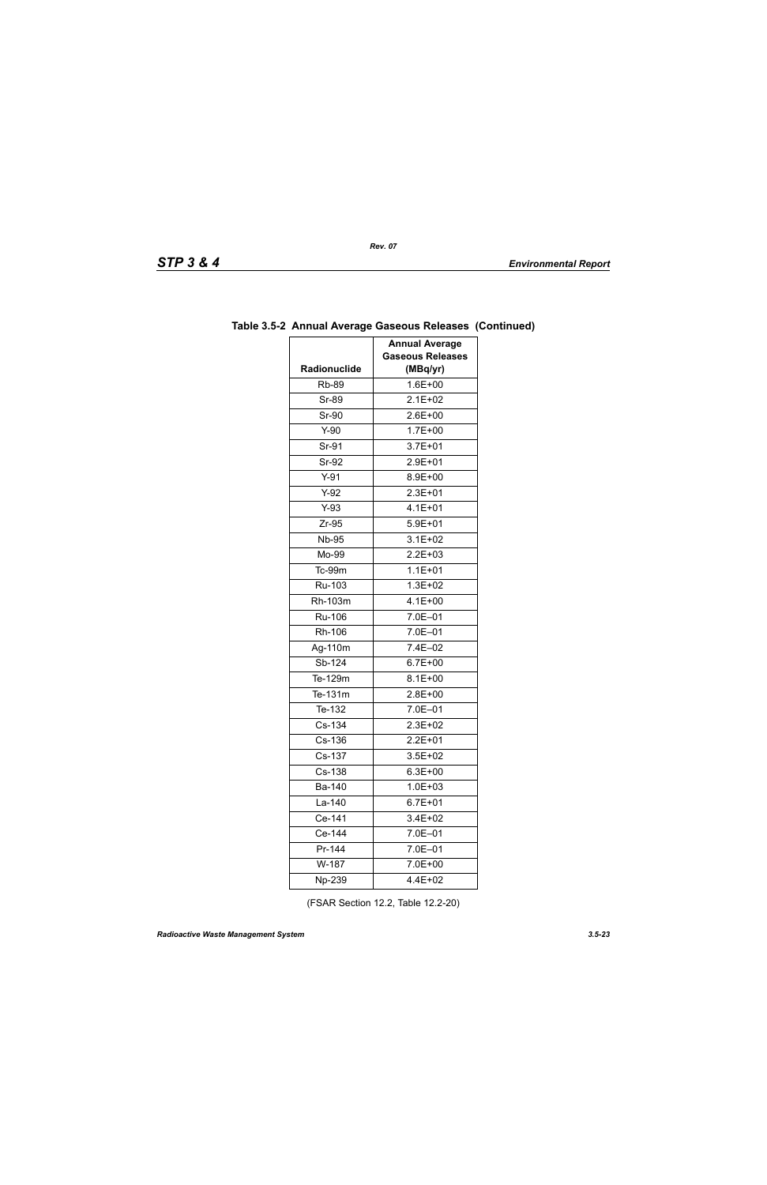**Table 3.5-2 Annual Average Gaseous Releases (Continued)**

| Radionuclide | Annual Average Gaseous Releases (MBq/yr) |
|---|---|
| Rb-89 | 1.6E+00 |
| Sr-89 | 2.1E+02 |
| Sr-90 | 2.6E+00 |
| Y-90 | 1.7E+00 |
| Sr-91 | 3.7E+01 |
| Sr-92 | 2.9E+01 |
| Y-91 | 8.9E+00 |
| Y-92 | 2.3E+01 |
| Y-93 | 4.1E+01 |
| Zr-95 | 5.9E+01 |
| Nb-95 | 3.1E+02 |
| Mo-99 | 2.2E+03 |
| Tc-99m | 1.1E+01 |
| Ru-103 | 1.3E+02 |
| Rh-103m | 4.1E+00 |
| Ru-106 | 7.0E–01 |
| Rh-106 | 7.0E–01 |
| Ag-110m | 7.4E–02 |
| Sb-124 | 6.7E+00 |
| Te-129m | 8.1E+00 |
| Te-131m | 2.8E+00 |
| Te-132 | 7.0E–01 |
| Cs-134 | 2.3E+02 |
| Cs-136 | 2.2E+01 |
| Cs-137 | 3.5E+02 |
| Cs-138 | 6.3E+00 |
| Ba-140 | 1.0E+03 |
| La-140 | 6.7E+01 |
| Ce-141 | 3.4E+02 |
| Ce-144 | 7.0E–01 |
| Pr-144 | 7.0E–01 |
| W-187 | 7.0E+00 |
| Np-239 | 4.4E+02 |

(FSAR Section 12.2, Table 12.2-20)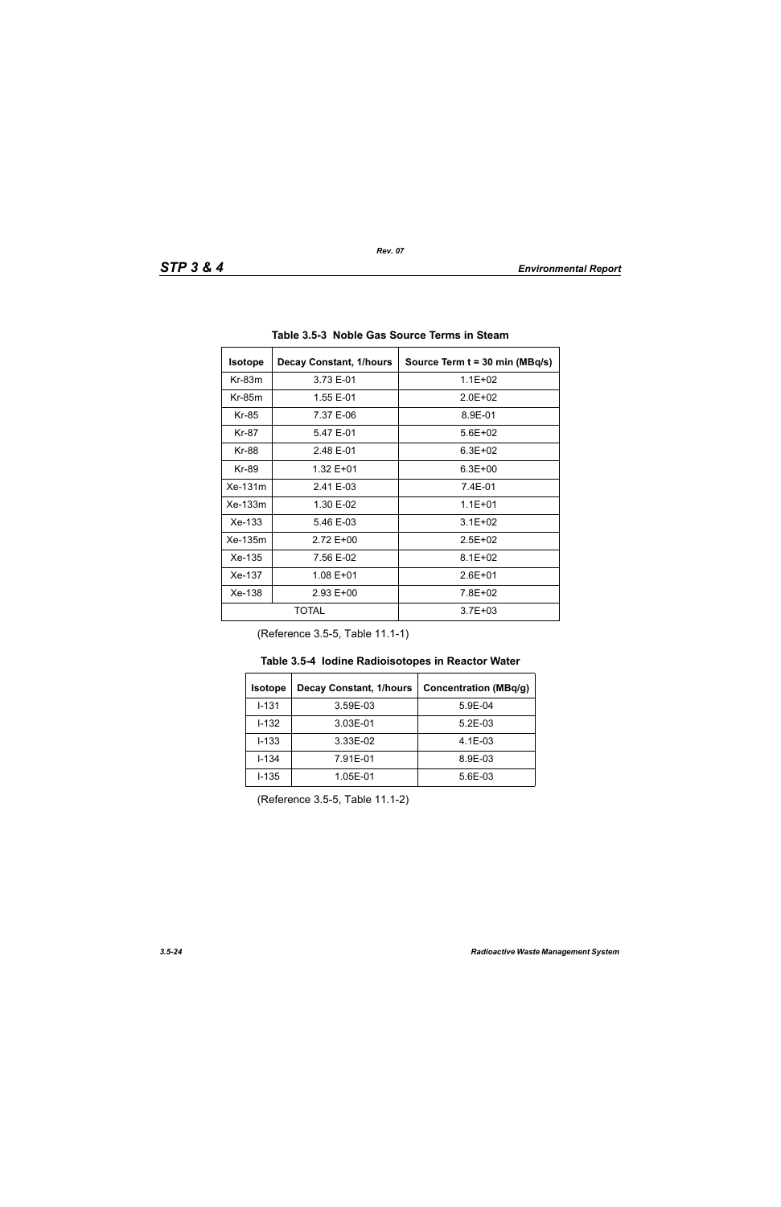**Table 3.5-3 Noble Gas Source Terms in Steam**

| Isotope | Decay Constant, 1/hours | Source Term t = 30 min (MBq/s) |
|---|---|---|
| Kr-83m | 3.73 E-01 | 1.1E+02 |
| Kr-85m | 1.55 E-01 | 2.0E+02 |
| Kr-85 | 7.37 E-06 | 8.9E-01 |
| Kr-87 | 5.47 E-01 | 5.6E+02 |
| Kr-88 | 2.48 E-01 | 6.3E+02 |
| Kr-89 | 1.32 E+01 | 6.3E+00 |
| Xe-131m | 2.41 E-03 | 7.4E-01 |
| Xe-133m | 1.30 E-02 | 1.1E+01 |
| Xe-133 | 5.46 E-03 | 3.1E+02 |
| Xe-135m | 2.72 E+00 | 2.5E+02 |
| Xe-135 | 7.56 E-02 | 8.1E+02 |
| Xe-137 | 1.08 E+01 | 2.6E+01 |
| Xe-138 | 2.93 E+00 | 7.8E+02 |
| TOTAL | | 3.7E+03 |

(Reference 3.5-5, Table 11.1-1)

**Table 3.5-4 Iodine Radioisotopes in Reactor Water**

| Isotope | Decay Constant, 1/hours | Concentration (MBq/g) |
|---|---|---|
| I-131 | 3.59E-03 | 5.9E-04 |
| I-132 | 3.03E-01 | 5.2E-03 |
| I-133 | 3.33E-02 | 4.1E-03 |
| I-134 | 7.91E-01 | 8.9E-03 |
| I-135 | 1.05E-01 | 5.6E-03 |

(Reference 3.5-5, Table 11.1-2)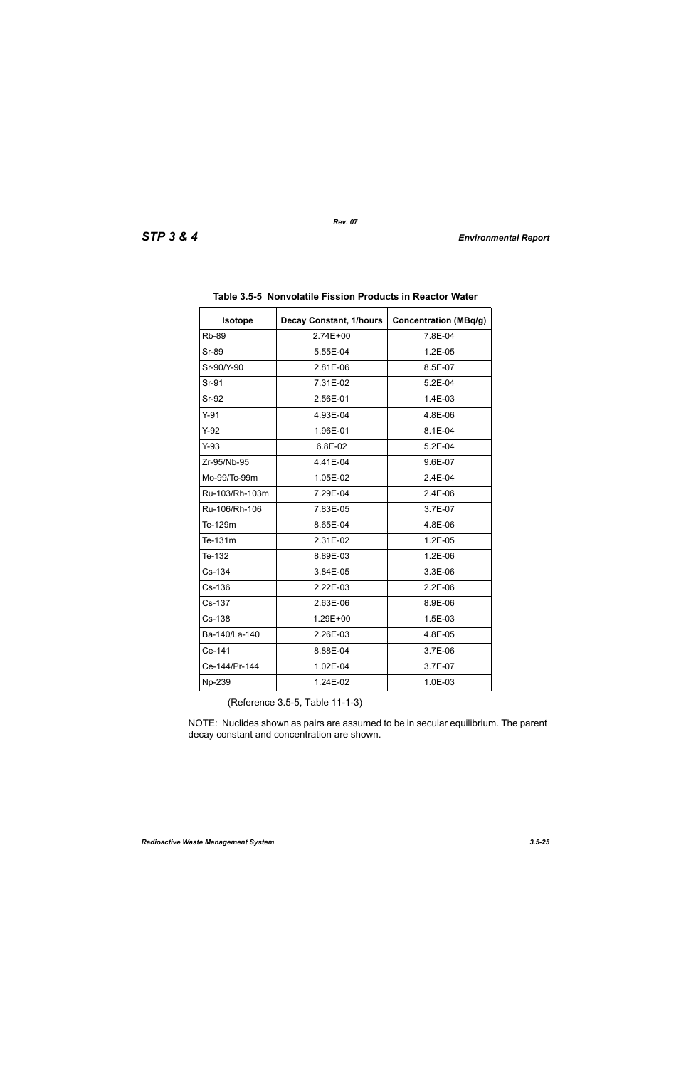**Table 3.5-5 Nonvolatile Fission Products in Reactor Water**

| Isotope | Decay Constant, 1/hours | Concentration (MBq/g) |
|---|---|---|
| Rb-89 | 2.74E+00 | 7.8E-04 |
| Sr-89 | 5.55E-04 | 1.2E-05 |
| Sr-90/Y-90 | 2.81E-06 | 8.5E-07 |
| Sr-91 | 7.31E-02 | 5.2E-04 |
| Sr-92 | 2.56E-01 | 1.4E-03 |
| Y-91 | 4.93E-04 | 4.8E-06 |
| Y-92 | 1.96E-01 | 8.1E-04 |
| Y-93 | 6.8E-02 | 5.2E-04 |
| Zr-95/Nb-95 | 4.41E-04 | 9.6E-07 |
| Mo-99/Tc-99m | 1.05E-02 | 2.4E-04 |
| Ru-103/Rh-103m | 7.29E-04 | 2.4E-06 |
| Ru-106/Rh-106 | 7.83E-05 | 3.7E-07 |
| Te-129m | 8.65E-04 | 4.8E-06 |
| Te-131m | 2.31E-02 | 1.2E-05 |
| Te-132 | 8.89E-03 | 1.2E-06 |
| Cs-134 | 3.84E-05 | 3.3E-06 |
| Cs-136 | 2.22E-03 | 2.2E-06 |
| Cs-137 | 2.63E-06 | 8.9E-06 |
| Cs-138 | 1.29E+00 | 1.5E-03 |
| Ba-140/La-140 | 2.26E-03 | 4.8E-05 |
| Ce-141 | 8.88E-04 | 3.7E-06 |
| Ce-144/Pr-144 | 1.02E-04 | 3.7E-07 |
| Np-239 | 1.24E-02 | 1.0E-03 |

(Reference 3.5-5, Table 11-1-3)

NOTE: Nuclides shown as pairs are assumed to be in secular equilibrium. The parent decay constant and concentration are shown.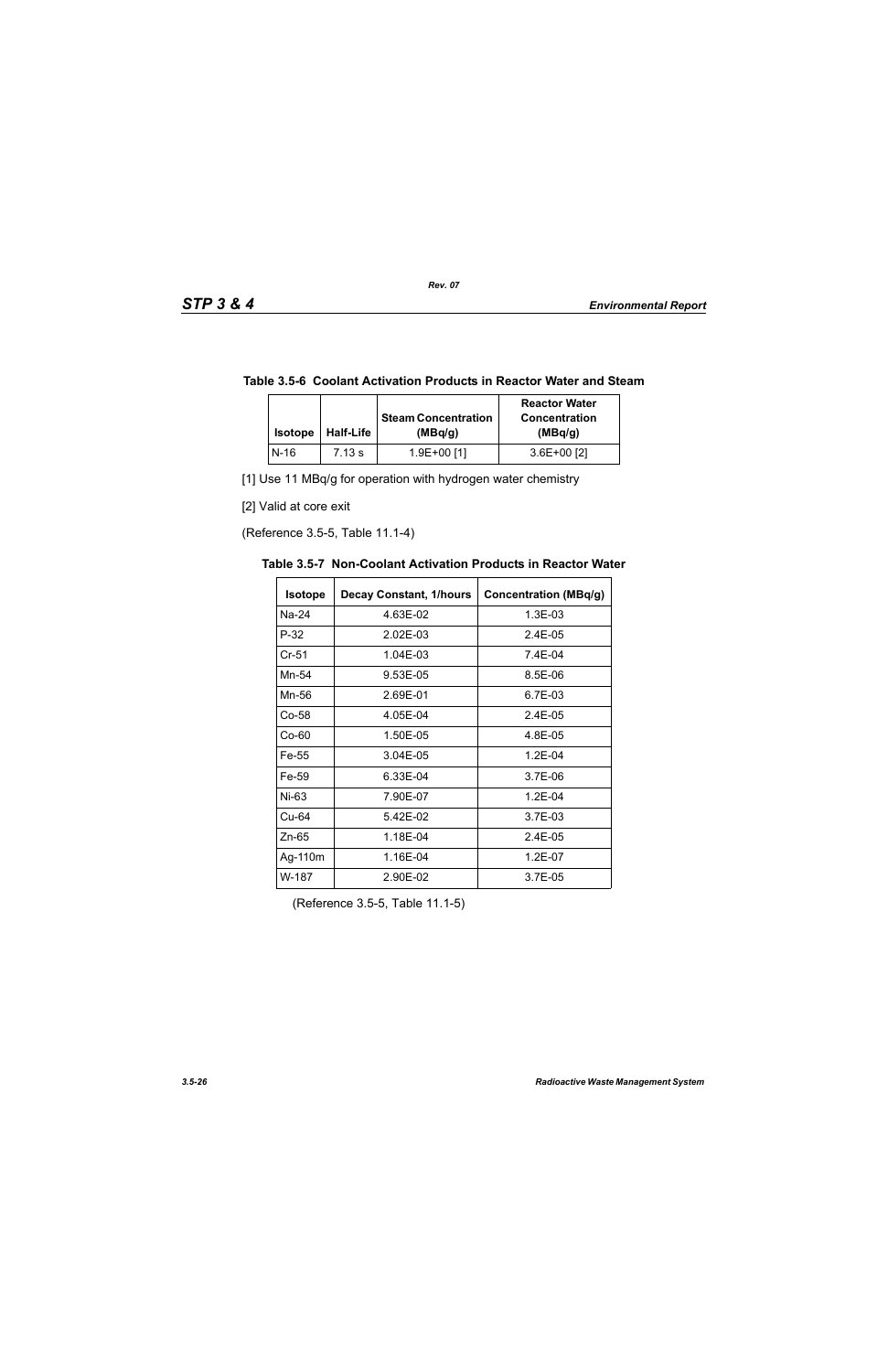**Table 3.5-6 Coolant Activation Products in Reactor Water and Steam**

| Isotope | Half-Life | Steam Concentration (MBq/g) | Reactor Water Concentration (MBq/g) |
|---|---|---|---|
| N-16 | 7.13 s | 1.9E+00 [1] | 3.6E+00 [2] |

[1] Use 11 MBq/g for operation with hydrogen water chemistry

[2] Valid at core exit

(Reference 3.5-5, Table 11.1-4)

**Table 3.5-7 Non-Coolant Activation Products in Reactor Water**

| Isotope | Decay Constant, 1/hours | Concentration (MBq/g) |
|---|---|---|
| Na-24 | 4.63E-02 | 1.3E-03 |
| P-32 | 2.02E-03 | 2.4E-05 |
| Cr-51 | 1.04E-03 | 7.4E-04 |
| Mn-54 | 9.53E-05 | 8.5E-06 |
| Mn-56 | 2.69E-01 | 6.7E-03 |
| Co-58 | 4.05E-04 | 2.4E-05 |
| Co-60 | 1.50E-05 | 4.8E-05 |
| Fe-55 | 3.04E-05 | 1.2E-04 |
| Fe-59 | 6.33E-04 | 3.7E-06 |
| Ni-63 | 7.90E-07 | 1.2E-04 |
| Cu-64 | 5.42E-02 | 3.7E-03 |
| Zn-65 | 1.18E-04 | 2.4E-05 |
| Ag-110m | 1.16E-04 | 1.2E-07 |
| W-187 | 2.90E-02 | 3.7E-05 |

(Reference 3.5-5, Table 11.1-5)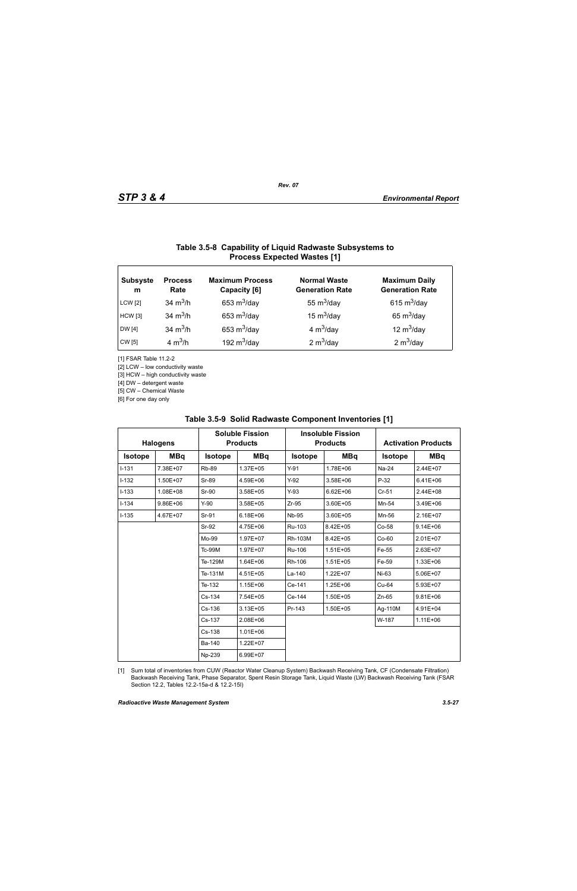### Table 3.5-8 Capability of Liquid Radwaste Subsystems to Process Expected Wastes [1]

| Subsystem | Process Rate | Maximum Process Capacity [6] | Normal Waste Generation Rate | Maximum Daily Generation Rate |
|---|---|---|---|---|
| LCW [2] | 34 $m^3$/h | 653 $m^3$/day | 55 $m^3$/day | 615 $m^3$/day |
| HCW [3] | 34 $m^3$/h | 653 $m^3$/day | 15 $m^3$/day | 65 $m^3$/day |
| DW [4] | 34 $m^3$/h | 653 $m^3$/day | 4 $m^3$/day | 12 $m^3$/day |
| CW [5] | 4 $m^3$/h | 192 $m^3$/day | 2 $m^3$/day | 2 $m^3$/day |

[1] FSAR Table 11.2-2

[2] LCW – low conductivity waste

[3] HCW – high conductivity waste

[4] DW – detergent waste

[5] CW – Chemical Waste

[6] For one day only

### Table 3.5-9 Solid Radwaste Component Inventories [1]

| Halogens | | Soluble Fission Products | | Insoluble Fission Products | | Activation Products | |
|---|---|---|---|---|---|---|---|
| Isotope | MBq | Isotope | MBq | Isotope | MBq | Isotope | MBq |
| I-131 | 7.38E+07 | Rb-89 | 1.37E+05 | Y-91 | 1.78E+06 | Na-24 | 2.44E+07 |
| I-132 | 1.50E+07 | Sr-89 | 4.59E+06 | Y-92 | 3.58E+06 | P-32 | 6.41E+06 |
| I-133 | 1.08E+08 | Sr-90 | 3.58E+05 | Y-93 | 6.62E+06 | Cr-51 | 2.44E+08 |
| I-134 | 9.86E+06 | Y-90 | 3.58E+05 | Zr-95 | 3.60E+05 | Mn-54 | 3.49E+06 |
| I-135 | 4.67E+07 | Sr-91 | 6.18E+06 | Nb-95 | 3.60E+05 | Mn-56 | 2.16E+07 |
| | | Sr-92 | 4.75E+06 | Ru-103 | 8.42E+05 | Co-58 | 9.14E+06 |
| | | Mo-99 | 1.97E+07 | Rh-103M | 8.42E+05 | Co-60 | 2.01E+07 |
| | | Tc-99M | 1.97E+07 | Ru-106 | 1.51E+05 | Fe-55 | 2.63E+07 |
| | | Te-129M | 1.64E+06 | Rh-106 | 1.51E+05 | Fe-59 | 1.33E+06 |
| | | Te-131M | 4.51E+05 | La-140 | 1.22E+07 | Ni-63 | 5.06E+07 |
| | | Te-132 | 1.15E+06 | Ce-141 | 1.25E+06 | Cu-64 | 5.93E+07 |
| | | Cs-134 | 7.54E+05 | Ce-144 | 1.50E+05 | Zn-65 | 9.81E+06 |
| | | Cs-136 | 3.13E+05 | Pr-143 | 1.50E+05 | Ag-110M | 4.91E+04 |
| | | Cs-137 | 2.08E+06 | | | W-187 | 1.11E+06 |
| | | Cs-138 | 1.01E+06 | | | | |
| | | Ba-140 | 1.22E+07 | | | | |
| | | Np-239 | 6.99E+07 | | | | |

[1] Sum total of inventories from CUW (Reactor Water Cleanup System) Backwash Receiving Tank, CF (Condensate Filtration) Backwash Receiving Tank, Phase Separator, Spent Resin Storage Tank, Liquid Waste (LW) Backwash Receiving Tank (FSAR Section 12.2, Tables 12.2-15a-d & 12.2-15l)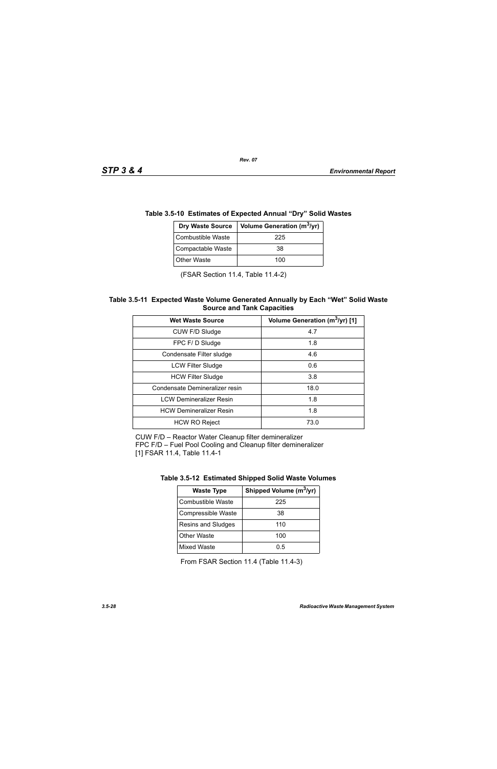**Table 3.5-10 Estimates of Expected Annual "Dry" Solid Wastes**

| Dry Waste Source | Volume Generation ($m^3$/yr) |
|---|---|
| Combustible Waste | 225 |
| Compactable Waste | 38 |
| Other Waste | 100 |

(FSAR Section 11.4, Table 11.4-2)

**Table 3.5-11 Expected Waste Volume Generated Annually by Each "Wet" Solid Waste Source and Tank Capacities**

| Wet Waste Source | Volume Generation ($m^3$/yr) [1] |
|---|---|
| CUW F/D Sludge | 4.7 |
| FPC F/ D Sludge | 1.8 |
| Condensate Filter sludge | 4.6 |
| LCW Filter Sludge | 0.6 |
| HCW Filter Sludge | 3.8 |
| Condensate Demineralizer resin | 18.0 |
| LCW Demineralizer Resin | 1.8 |
| HCW Demineralizer Resin | 1.8 |
| HCW RO Reject | 73.0 |

CUW F/D – Reactor Water Cleanup filter demineralizer
FPC F/D – Fuel Pool Cooling and Cleanup filter demineralizer
[1] FSAR 11.4, Table 11.4-1

**Table 3.5-12 Estimated Shipped Solid Waste Volumes**

| Waste Type | Shipped Volume ($m^3$/yr) |
|---|---|
| Combustible Waste | 225 |
| Compressible Waste | 38 |
| Resins and Sludges | 110 |
| Other Waste | 100 |
| Mixed Waste | 0.5 |

From FSAR Section 11.4 (Table 11.4-3)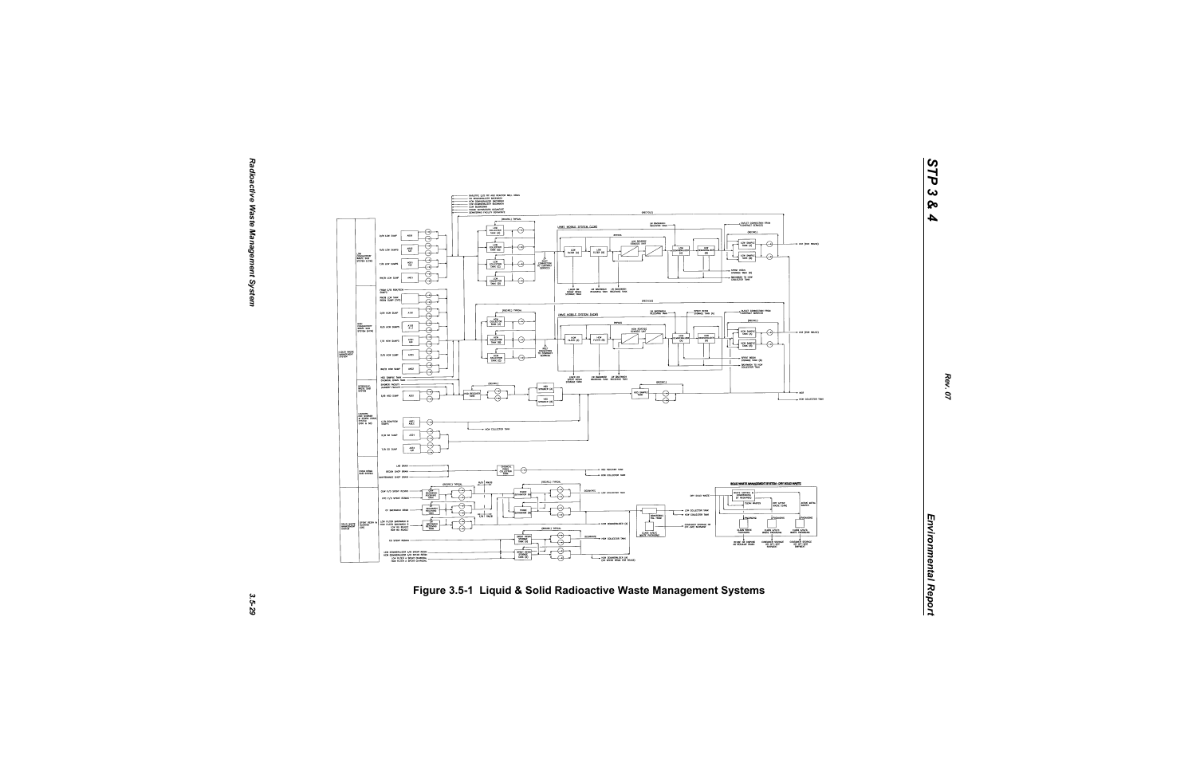Figure 3.5-1 Liquid & Solid Radioactive Waste Management Systems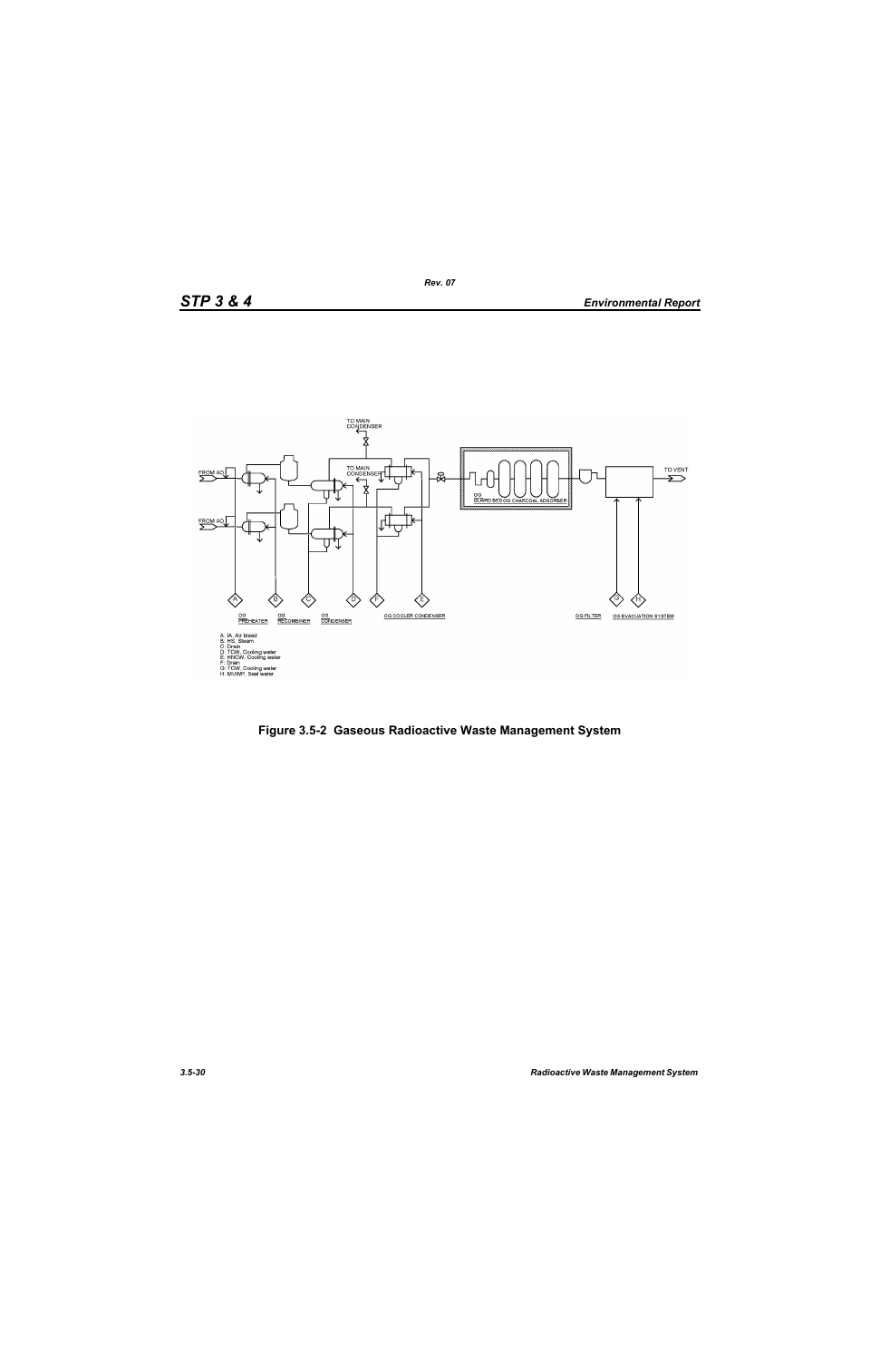TO MAIN CONDENSER

TO MAIN CONDENSER

FROM AO

FROM AO

OG GUARD BED OG CHARCOAL ADSORBER

TO VENT

A B C D F E G H

OG PREHEATER

OG RECOMBINER

OG CONDENSER

OG COOLER CONDENSER

OG FILTER

OG EVACUATION SYSTEM

A: IA, Air bleed
B: HS, Steam
C: Drain
D: TCW, Cooling water
E: HNCW, Cooling water
F: Drain
G: TCW, Cooling water
H: MUWP, Seal water

**Figure 3.5-2 Gaseous Radioactive Waste Management System**